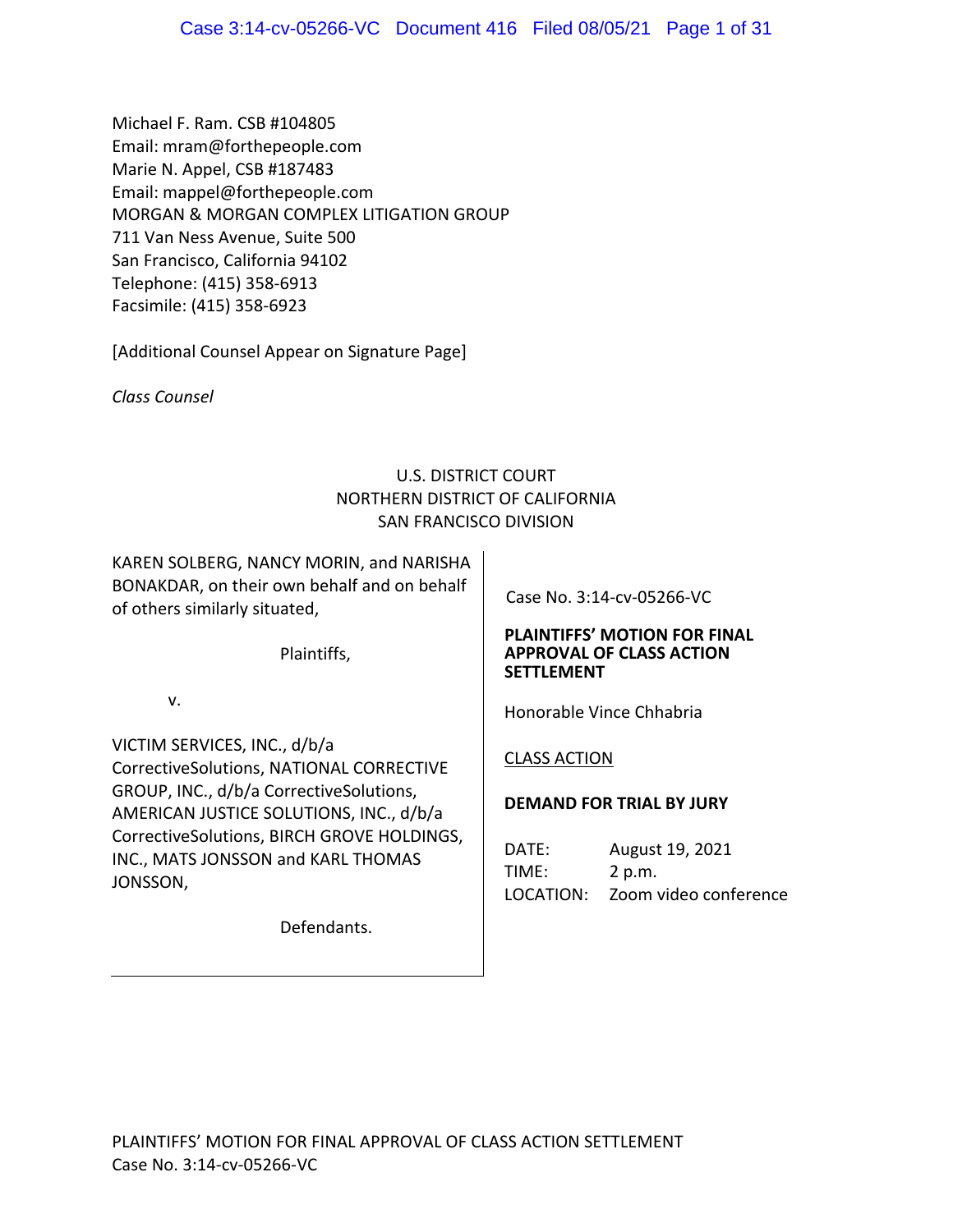Michael F. Ram. CSB #104805
Email: mram@forthepeople.com
Marie N. Appel, CSB #187483
Email: mappel@forthepeople.com
MORGAN & MORGAN COMPLEX LITIGATION GROUP
711 Van Ness Avenue, Suite 500
San Francisco, California 94102
Telephone: (415) 358-6913
Facsimile: (415) 358-6923

[Additional Counsel Appear on Signature Page]

*Class Counsel*

U.S. DISTRICT COURT
NORTHERN DISTRICT OF CALIFORNIA
SAN FRANCISCO DIVISION

KAREN SOLBERG, NANCY MORIN, and NARISHA BONAKDAR, on their own behalf and on behalf of others similarly situated,

Plaintiffs,

v.

VICTIM SERVICES, INC., d/b/a CorrectiveSolutions, NATIONAL CORRECTIVE GROUP, INC., d/b/a CorrectiveSolutions, AMERICAN JUSTICE SOLUTIONS, INC., d/b/a CorrectiveSolutions, BIRCH GROVE HOLDINGS, INC., MATS JONSSON and KARL THOMAS JONSSON,

Defendants.

Case No. 3:14-cv-05266-VC

**PLAINTIFFS' MOTION FOR FINAL APPROVAL OF CLASS ACTION SETTLEMENT**

Honorable Vince Chhabria

CLASS ACTION

**DEMAND FOR TRIAL BY JURY**

DATE: August 19, 2021
TIME: 2 p.m.
LOCATION: Zoom video conference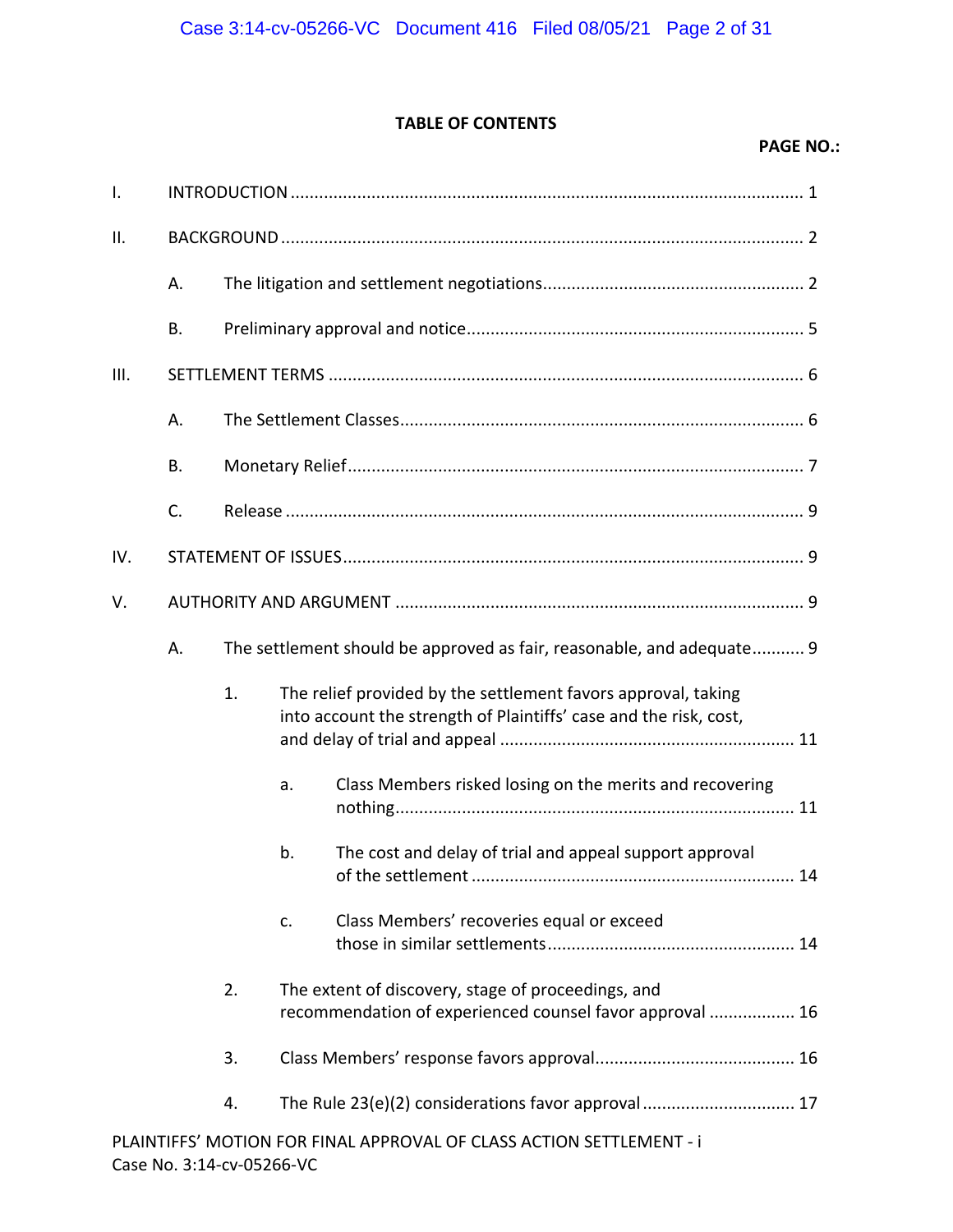## TABLE OF CONTENTS

**PAGE NO.:**

I. INTRODUCTION ........................................................................................................ 1

II. BACKGROUND .......................................................................................................... 2

  A. The litigation and settlement negotiations ...................................................... 2

  B. Preliminary approval and notice ...................................................................... 5

III. SETTLEMENT TERMS ................................................................................................ 6

  A. The Settlement Classes .................................................................................... 6

  B. Monetary Relief ............................................................................................... 7

  C. Release ............................................................................................................ 9

IV. STATEMENT OF ISSUES ............................................................................................. 9

V. AUTHORITY AND ARGUMENT .................................................................................. 9

  A. The settlement should be approved as fair, reasonable, and adequate ........... 9

    1. The relief provided by the settlement favors approval, taking into account the strength of Plaintiffs' case and the risk, cost, and delay of trial and appeal ............................................................ 11

      a. Class Members risked losing on the merits and recovering nothing .................................................................................. 11

      b. The cost and delay of trial and appeal support approval of the settlement ................................................................... 14

      c. Class Members' recoveries equal or exceed those in similar settlements .................................................... 14

    2. The extent of discovery, stage of proceedings, and recommendation of experienced counsel favor approval .................. 16

    3. Class Members' response favors approval .......................................... 16

    4. The Rule 23(e)(2) considerations favor approval ................................ 17

PLAINTIFFS' MOTION FOR FINAL APPROVAL OF CLASS ACTION SETTLEMENT - i
Case No. 3:14-cv-05266-VC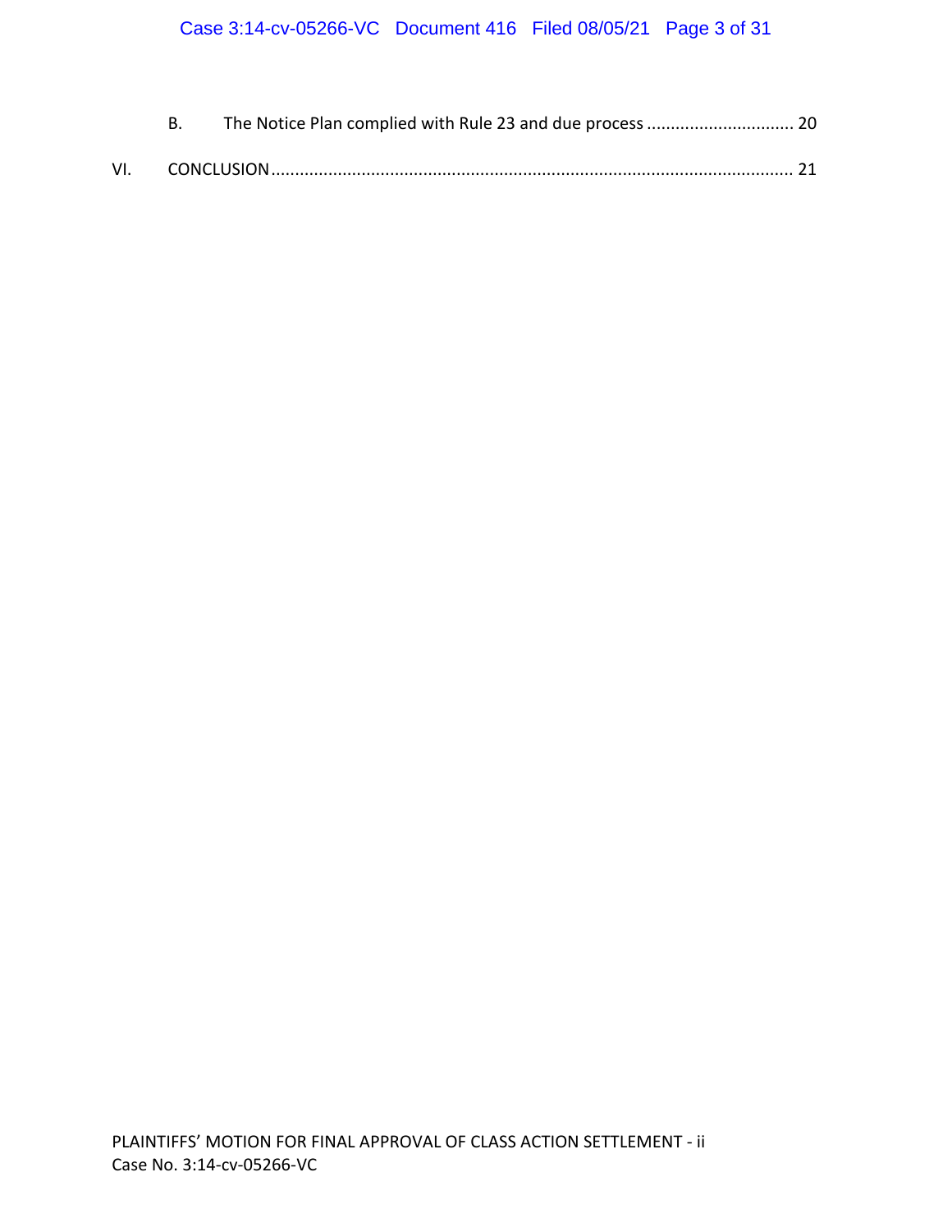B. The Notice Plan complied with Rule 23 and due process ............................... 20

VI. CONCLUSION ............................................................................................................ 21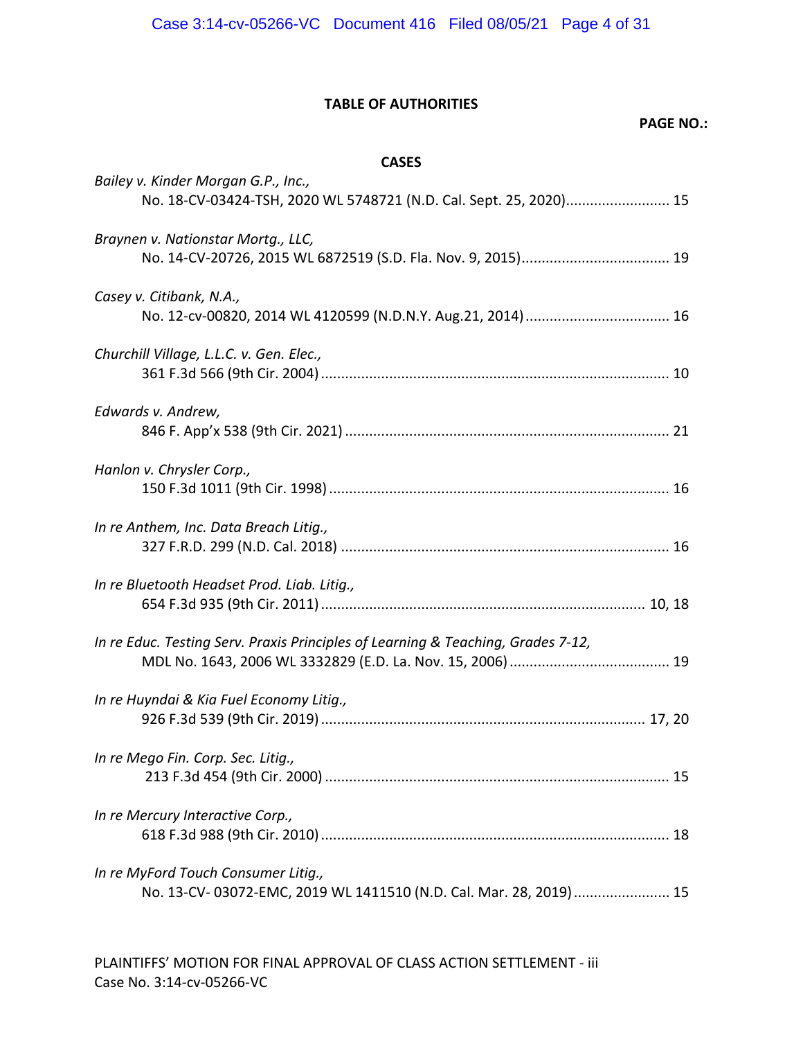## TABLE OF AUTHORITIES

**PAGE NO.:**

### CASES

*Bailey v. Kinder Morgan G.P., Inc.*,
No. 18-CV-03424-TSH, 2020 WL 5748721 (N.D. Cal. Sept. 25, 2020).......................... 15

*Braynen v. Nationstar Mortg., LLC*,
No. 14-CV-20726, 2015 WL 6872519 (S.D. Fla. Nov. 9, 2015)..................................... 19

*Casey v. Citibank, N.A.*,
No. 12-cv-00820, 2014 WL 4120599 (N.D.N.Y. Aug.21, 2014).................................... 16

*Churchill Village, L.L.C. v. Gen. Elec.*,
361 F.3d 566 (9th Cir. 2004)...................................................................................... 10

*Edwards v. Andrew*,
846 F. App'x 538 (9th Cir. 2021)................................................................................ 21

*Hanlon v. Chrysler Corp.*,
150 F.3d 1011 (9th Cir. 1998).................................................................................... 16

*In re Anthem, Inc. Data Breach Litig.*,
327 F.R.D. 299 (N.D. Cal. 2018)................................................................................. 16

*In re Bluetooth Headset Prod. Liab. Litig.*,
654 F.3d 935 (9th Cir. 2011)................................................................................ 10, 18

*In re Educ. Testing Serv. Praxis Principles of Learning & Teaching, Grades 7-12*,
MDL No. 1643, 2006 WL 3332829 (E.D. La. Nov. 15, 2006)....................................... 19

*In re Huyndai & Kia Fuel Economy Litig.*,
926 F.3d 539 (9th Cir. 2019)................................................................................ 17, 20

*In re Mego Fin. Corp. Sec. Litig.*,
213 F.3d 454 (9th Cir. 2000)..................................................................................... 15

*In re Mercury Interactive Corp.*,
618 F.3d 988 (9th Cir. 2010)...................................................................................... 18

*In re MyFord Touch Consumer Litig.*,
No. 13-CV- 03072-EMC, 2019 WL 1411510 (N.D. Cal. Mar. 28, 2019)........................ 15

PLAINTIFFS' MOTION FOR FINAL APPROVAL OF CLASS ACTION SETTLEMENT - iii
Case No. 3:14-cv-05266-VC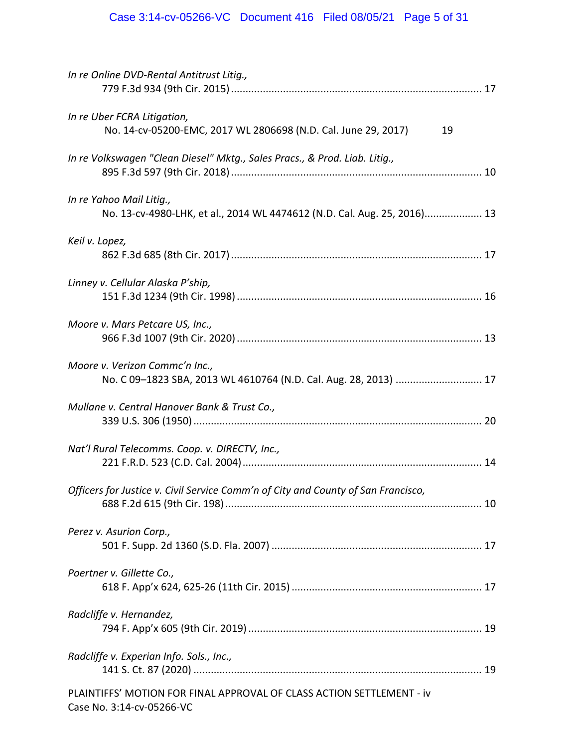*In re Online DVD-Rental Antitrust Litig.,*
779 F.3d 934 (9th Cir. 2015) ........................................................................................ 17

*In re Uber FCRA Litigation,*
No. 14-cv-05200-EMC, 2017 WL 2806698 (N.D. Cal. June 29, 2017) 19

*In re Volkswagen "Clean Diesel" Mktg., Sales Pracs., & Prod. Liab. Litig.,*
895 F.3d 597 (9th Cir. 2018) ........................................................................................ 10

*In re Yahoo Mail Litig.,*
No. 13-cv-4980-LHK, et al., 2014 WL 4474612 (N.D. Cal. Aug. 25, 2016).................... 13

*Keil v. Lopez,*
862 F.3d 685 (8th Cir. 2017) ........................................................................................ 17

*Linney v. Cellular Alaska P'ship,*
151 F.3d 1234 (9th Cir. 1998) ...................................................................................... 16

*Moore v. Mars Petcare US, Inc.,*
966 F.3d 1007 (9th Cir. 2020) ...................................................................................... 13

*Moore v. Verizon Commc'n Inc.,*
No. C 09–1823 SBA, 2013 WL 4610764 (N.D. Cal. Aug. 28, 2013) ............................. 17

*Mullane v. Central Hanover Bank & Trust Co.,*
339 U.S. 306 (1950) ..................................................................................................... 20

*Nat'l Rural Telecomms. Coop. v. DIRECTV, Inc.,*
221 F.R.D. 523 (C.D. Cal. 2004) ................................................................................... 14

*Officers for Justice v. Civil Service Comm'n of City and County of San Francisco,*
688 F.2d 615 (9th Cir. 198) .......................................................................................... 10

*Perez v. Asurion Corp.,*
501 F. Supp. 2d 1360 (S.D. Fla. 2007) ......................................................................... 17

*Poertner v. Gillette Co.,*
618 F. App'x 624, 625-26 (11th Cir. 2015) .................................................................. 17

*Radcliffe v. Hernandez,*
794 F. App'x 605 (9th Cir. 2019) .................................................................................. 19

*Radcliffe v. Experian Info. Sols., Inc.,*
141 S. Ct. 87 (2020) ..................................................................................................... 19

PLAINTIFFS' MOTION FOR FINAL APPROVAL OF CLASS ACTION SETTLEMENT - iv
Case No. 3:14-cv-05266-VC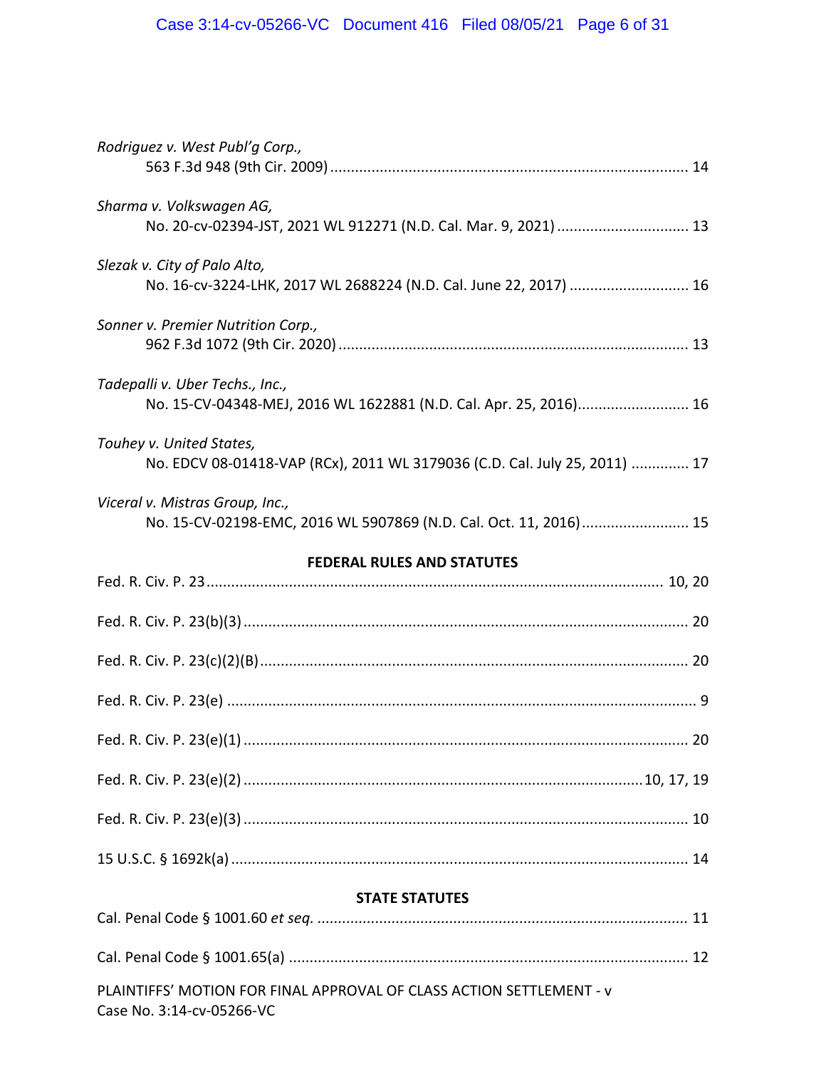*Rodriguez v. West Publ'g Corp.*,
563 F.3d 948 (9th Cir. 2009) ........................................................................................ 14

*Sharma v. Volkswagen AG*,
No. 20-cv-02394-JST, 2021 WL 912271 (N.D. Cal. Mar. 9, 2021) ................................ 13

*Slezak v. City of Palo Alto*,
No. 16-cv-3224-LHK, 2017 WL 2688224 (N.D. Cal. June 22, 2017) ............................ 16

*Sonner v. Premier Nutrition Corp.*,
962 F.3d 1072 (9th Cir. 2020) ...................................................................................... 13

*Tadepalli v. Uber Techs., Inc.*,
No. 15-CV-04348-MEJ, 2016 WL 1622881 (N.D. Cal. Apr. 25, 2016)........................... 16

*Touhey v. United States*,
No. EDCV 08-01418-VAP (RCx), 2011 WL 3179036 (C.D. Cal. July 25, 2011) .............. 17

*Viceral v. Mistras Group, Inc.*,
No. 15-CV-02198-EMC, 2016 WL 5907869 (N.D. Cal. Oct. 11, 2016).......................... 15

**FEDERAL RULES AND STATUTES**

Fed. R. Civ. P. 23............................................................................................................ 10, 20

Fed. R. Civ. P. 23(b)(3).......................................................................................................... 20

Fed. R. Civ. P. 23(c)(2)(B)..................................................................................................... 20

Fed. R. Civ. P. 23(e) ................................................................................................................ 9

Fed. R. Civ. P. 23(e)(1).......................................................................................................... 20

Fed. R. Civ. P. 23(e)(2).............................................................................................10, 17, 19

Fed. R. Civ. P. 23(e)(3).......................................................................................................... 10

15 U.S.C. § 1692k(a)............................................................................................................. 14

**STATE STATUTES**

Cal. Penal Code § 1001.60 *et seq.* ......................................................................................... 11

Cal. Penal Code § 1001.65(a) ................................................................................................ 12

PLAINTIFFS' MOTION FOR FINAL APPROVAL OF CLASS ACTION SETTLEMENT - v
Case No. 3:14-cv-05266-VC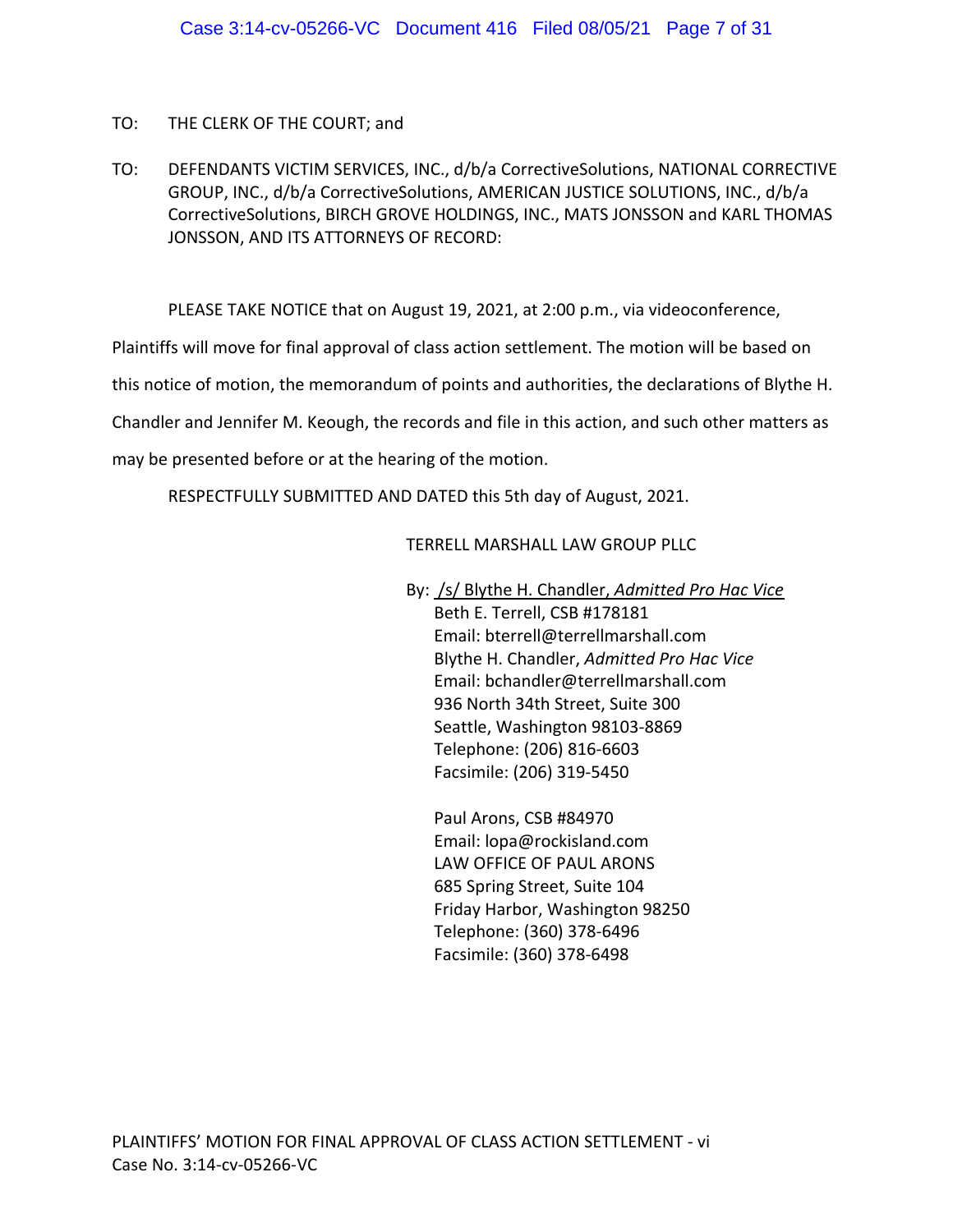TO: THE CLERK OF THE COURT; and

TO: DEFENDANTS VICTIM SERVICES, INC., d/b/a CorrectiveSolutions, NATIONAL CORRECTIVE GROUP, INC., d/b/a CorrectiveSolutions, AMERICAN JUSTICE SOLUTIONS, INC., d/b/a CorrectiveSolutions, BIRCH GROVE HOLDINGS, INC., MATS JONSSON and KARL THOMAS JONSSON, AND ITS ATTORNEYS OF RECORD:

PLEASE TAKE NOTICE that on August 19, 2021, at 2:00 p.m., via videoconference, Plaintiffs will move for final approval of class action settlement. The motion will be based on this notice of motion, the memorandum of points and authorities, the declarations of Blythe H. Chandler and Jennifer M. Keough, the records and file in this action, and such other matters as may be presented before or at the hearing of the motion.

RESPECTFULLY SUBMITTED AND DATED this 5th day of August, 2021.

TERRELL MARSHALL LAW GROUP PLLC

By: /s/ Blythe H. Chandler, *Admitted Pro Hac Vice*
Beth E. Terrell, CSB #178181
Email: bterrell@terrellmarshall.com
Blythe H. Chandler, *Admitted Pro Hac Vice*
Email: bchandler@terrellmarshall.com
936 North 34th Street, Suite 300
Seattle, Washington 98103-8869
Telephone: (206) 816-6603
Facsimile: (206) 319-5450

Paul Arons, CSB #84970
Email: lopa@rockisland.com
LAW OFFICE OF PAUL ARONS
685 Spring Street, Suite 104
Friday Harbor, Washington 98250
Telephone: (360) 378-6496
Facsimile: (360) 378-6498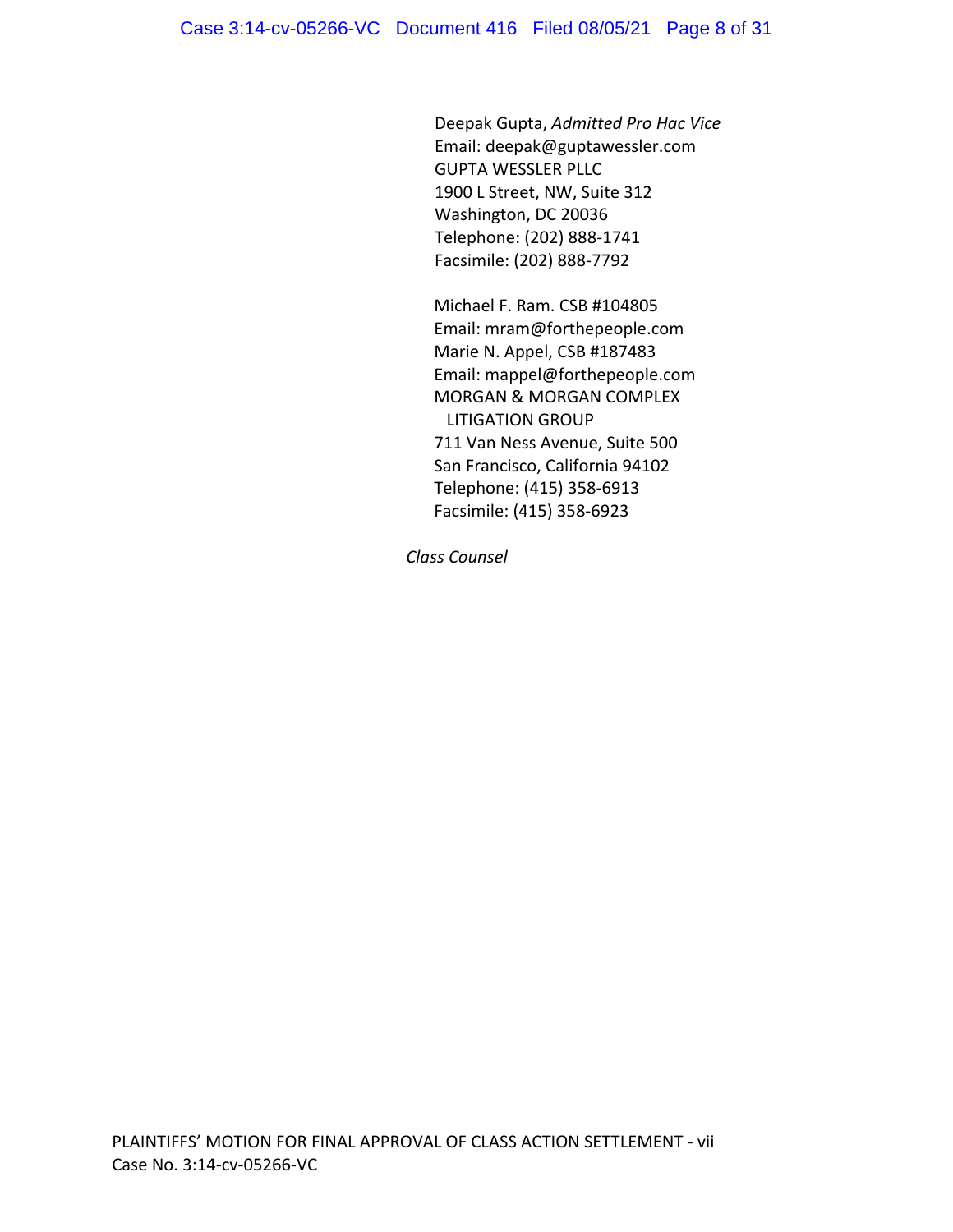Deepak Gupta, *Admitted Pro Hac Vice*
Email: deepak@guptawessler.com
GUPTA WESSLER PLLC
1900 L Street, NW, Suite 312
Washington, DC 20036
Telephone: (202) 888-1741
Facsimile: (202) 888-7792

Michael F. Ram. CSB #104805
Email: mram@forthepeople.com
Marie N. Appel, CSB #187483
Email: mappel@forthepeople.com
MORGAN & MORGAN COMPLEX
LITIGATION GROUP
711 Van Ness Avenue, Suite 500
San Francisco, California 94102
Telephone: (415) 358-6913
Facsimile: (415) 358-6923

*Class Counsel*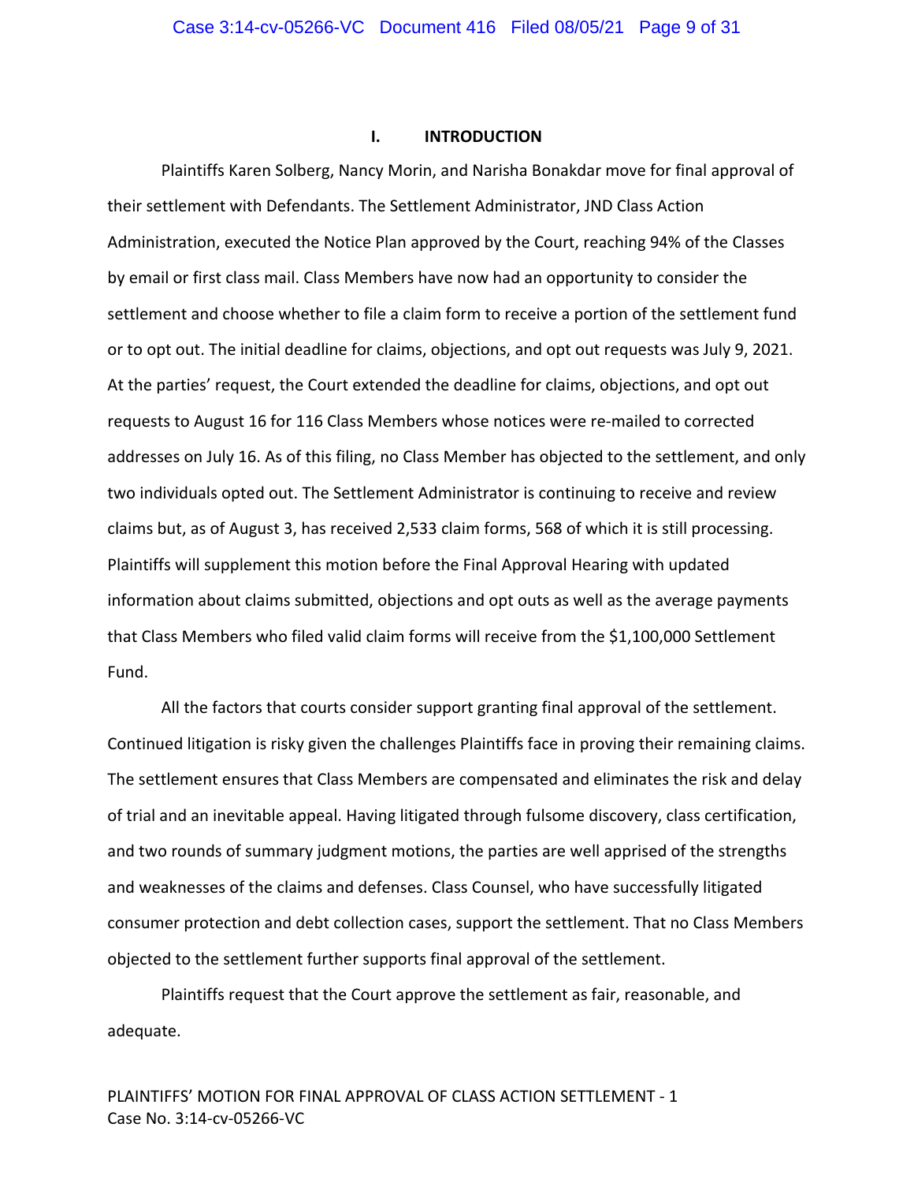## I. INTRODUCTION

Plaintiffs Karen Solberg, Nancy Morin, and Narisha Bonakdar move for final approval of their settlement with Defendants. The Settlement Administrator, JND Class Action Administration, executed the Notice Plan approved by the Court, reaching 94% of the Classes by email or first class mail. Class Members have now had an opportunity to consider the settlement and choose whether to file a claim form to receive a portion of the settlement fund or to opt out. The initial deadline for claims, objections, and opt out requests was July 9, 2021. At the parties' request, the Court extended the deadline for claims, objections, and opt out requests to August 16 for 116 Class Members whose notices were re-mailed to corrected addresses on July 16. As of this filing, no Class Member has objected to the settlement, and only two individuals opted out. The Settlement Administrator is continuing to receive and review claims but, as of August 3, has received 2,533 claim forms, 568 of which it is still processing. Plaintiffs will supplement this motion before the Final Approval Hearing with updated information about claims submitted, objections and opt outs as well as the average payments that Class Members who filed valid claim forms will receive from the $1,100,000 Settlement Fund.

All the factors that courts consider support granting final approval of the settlement. Continued litigation is risky given the challenges Plaintiffs face in proving their remaining claims. The settlement ensures that Class Members are compensated and eliminates the risk and delay of trial and an inevitable appeal. Having litigated through fulsome discovery, class certification, and two rounds of summary judgment motions, the parties are well apprised of the strengths and weaknesses of the claims and defenses. Class Counsel, who have successfully litigated consumer protection and debt collection cases, support the settlement. That no Class Members objected to the settlement further supports final approval of the settlement.

Plaintiffs request that the Court approve the settlement as fair, reasonable, and adequate.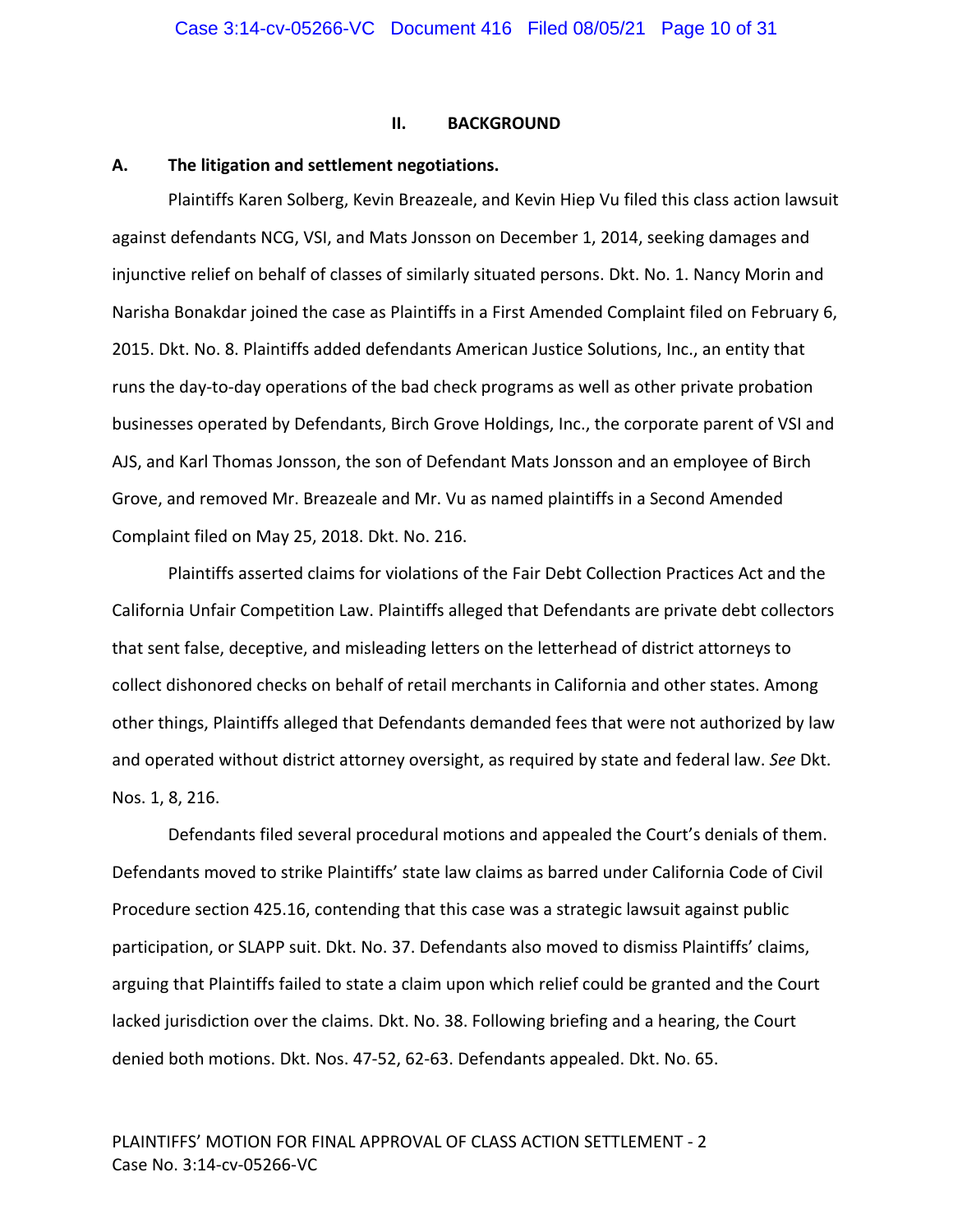## II. BACKGROUND

### A. The litigation and settlement negotiations.

Plaintiffs Karen Solberg, Kevin Breazeale, and Kevin Hiep Vu filed this class action lawsuit against defendants NCG, VSI, and Mats Jonsson on December 1, 2014, seeking damages and injunctive relief on behalf of classes of similarly situated persons. Dkt. No. 1. Nancy Morin and Narisha Bonakdar joined the case as Plaintiffs in a First Amended Complaint filed on February 6, 2015. Dkt. No. 8. Plaintiffs added defendants American Justice Solutions, Inc., an entity that runs the day-to-day operations of the bad check programs as well as other private probation businesses operated by Defendants, Birch Grove Holdings, Inc., the corporate parent of VSI and AJS, and Karl Thomas Jonsson, the son of Defendant Mats Jonsson and an employee of Birch Grove, and removed Mr. Breazeale and Mr. Vu as named plaintiffs in a Second Amended Complaint filed on May 25, 2018. Dkt. No. 216.

Plaintiffs asserted claims for violations of the Fair Debt Collection Practices Act and the California Unfair Competition Law. Plaintiffs alleged that Defendants are private debt collectors that sent false, deceptive, and misleading letters on the letterhead of district attorneys to collect dishonored checks on behalf of retail merchants in California and other states. Among other things, Plaintiffs alleged that Defendants demanded fees that were not authorized by law and operated without district attorney oversight, as required by state and federal law. *See* Dkt. Nos. 1, 8, 216.

Defendants filed several procedural motions and appealed the Court's denials of them. Defendants moved to strike Plaintiffs' state law claims as barred under California Code of Civil Procedure section 425.16, contending that this case was a strategic lawsuit against public participation, or SLAPP suit. Dkt. No. 37. Defendants also moved to dismiss Plaintiffs' claims, arguing that Plaintiffs failed to state a claim upon which relief could be granted and the Court lacked jurisdiction over the claims. Dkt. No. 38. Following briefing and a hearing, the Court denied both motions. Dkt. Nos. 47-52, 62-63. Defendants appealed. Dkt. No. 65.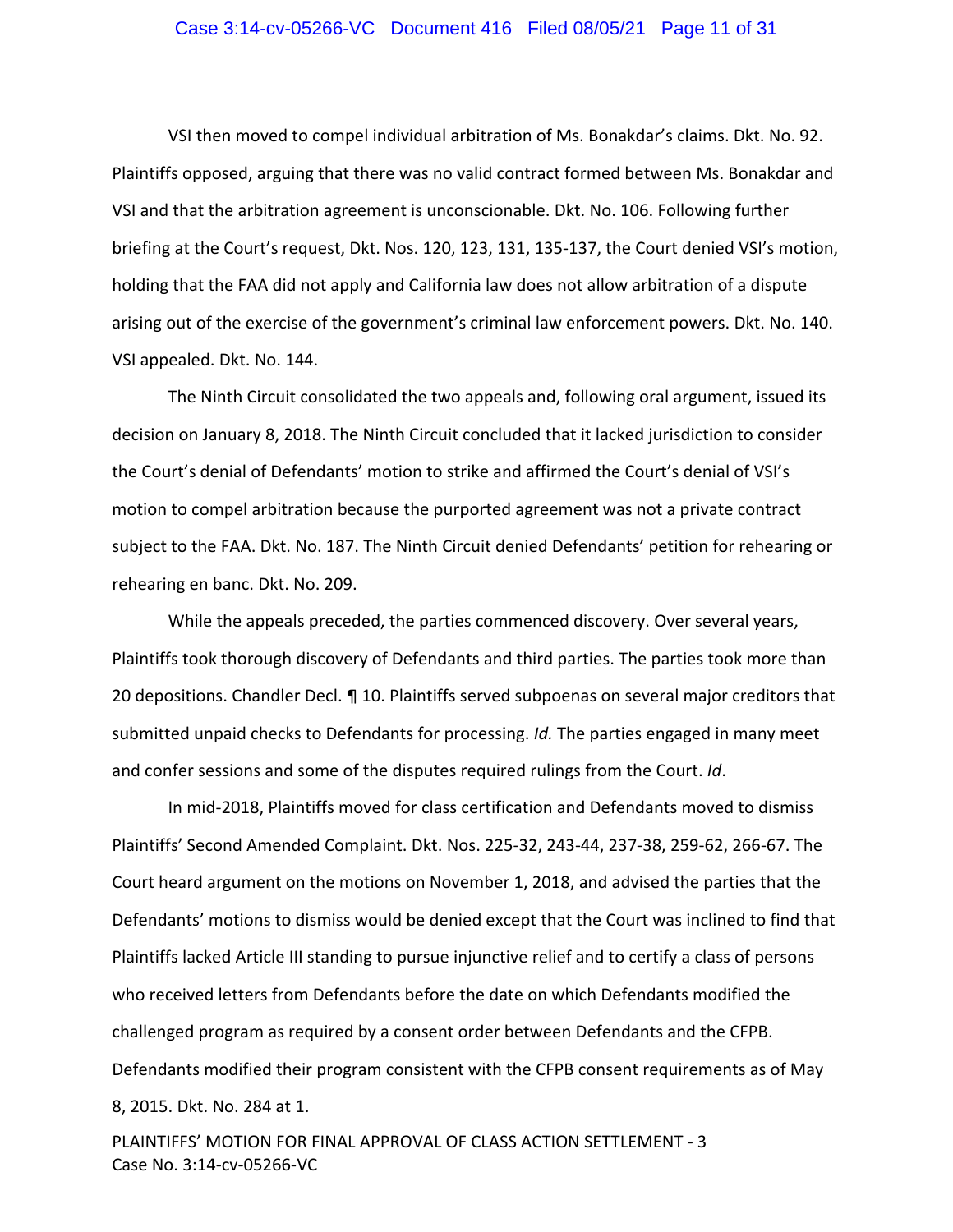VSI then moved to compel individual arbitration of Ms. Bonakdar's claims. Dkt. No. 92. Plaintiffs opposed, arguing that there was no valid contract formed between Ms. Bonakdar and VSI and that the arbitration agreement is unconscionable. Dkt. No. 106. Following further briefing at the Court's request, Dkt. Nos. 120, 123, 131, 135-137, the Court denied VSI's motion, holding that the FAA did not apply and California law does not allow arbitration of a dispute arising out of the exercise of the government's criminal law enforcement powers. Dkt. No. 140. VSI appealed. Dkt. No. 144.

The Ninth Circuit consolidated the two appeals and, following oral argument, issued its decision on January 8, 2018. The Ninth Circuit concluded that it lacked jurisdiction to consider the Court's denial of Defendants' motion to strike and affirmed the Court's denial of VSI's motion to compel arbitration because the purported agreement was not a private contract subject to the FAA. Dkt. No. 187. The Ninth Circuit denied Defendants' petition for rehearing or rehearing en banc. Dkt. No. 209.

While the appeals preceded, the parties commenced discovery. Over several years, Plaintiffs took thorough discovery of Defendants and third parties. The parties took more than 20 depositions. Chandler Decl. ¶ 10. Plaintiffs served subpoenas on several major creditors that submitted unpaid checks to Defendants for processing. *Id.* The parties engaged in many meet and confer sessions and some of the disputes required rulings from the Court. *Id*.

In mid-2018, Plaintiffs moved for class certification and Defendants moved to dismiss Plaintiffs' Second Amended Complaint. Dkt. Nos. 225-32, 243-44, 237-38, 259-62, 266-67. The Court heard argument on the motions on November 1, 2018, and advised the parties that the Defendants' motions to dismiss would be denied except that the Court was inclined to find that Plaintiffs lacked Article III standing to pursue injunctive relief and to certify a class of persons who received letters from Defendants before the date on which Defendants modified the challenged program as required by a consent order between Defendants and the CFPB. Defendants modified their program consistent with the CFPB consent requirements as of May 8, 2015. Dkt. No. 284 at 1.

PLAINTIFFS' MOTION FOR FINAL APPROVAL OF CLASS ACTION SETTLEMENT - 3
Case No. 3:14-cv-05266-VC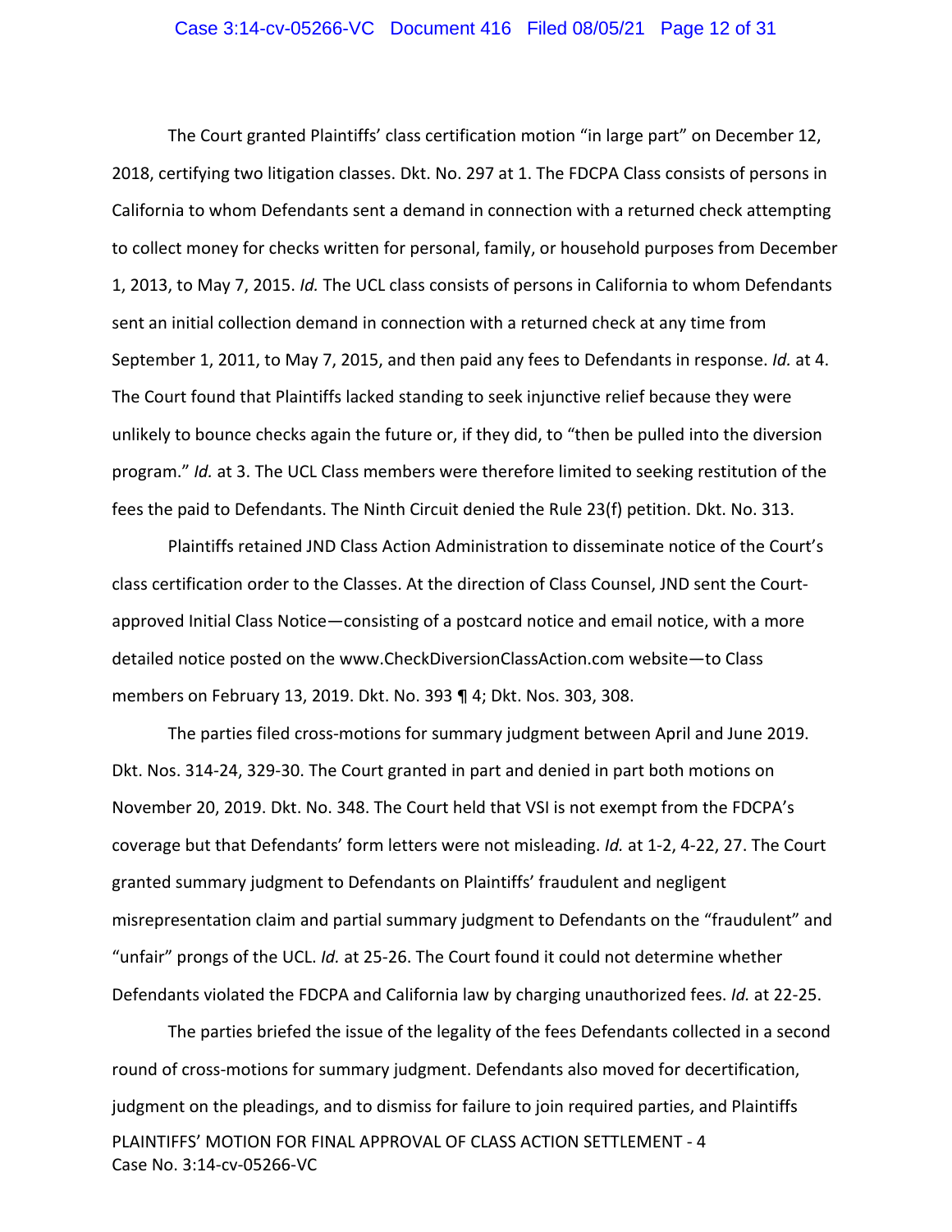The Court granted Plaintiffs' class certification motion "in large part" on December 12, 2018, certifying two litigation classes. Dkt. No. 297 at 1. The FDCPA Class consists of persons in California to whom Defendants sent a demand in connection with a returned check attempting to collect money for checks written for personal, family, or household purposes from December 1, 2013, to May 7, 2015. *Id.* The UCL class consists of persons in California to whom Defendants sent an initial collection demand in connection with a returned check at any time from September 1, 2011, to May 7, 2015, and then paid any fees to Defendants in response. *Id.* at 4. The Court found that Plaintiffs lacked standing to seek injunctive relief because they were unlikely to bounce checks again the future or, if they did, to "then be pulled into the diversion program." *Id.* at 3. The UCL Class members were therefore limited to seeking restitution of the fees the paid to Defendants. The Ninth Circuit denied the Rule 23(f) petition. Dkt. No. 313.

Plaintiffs retained JND Class Action Administration to disseminate notice of the Court's class certification order to the Classes. At the direction of Class Counsel, JND sent the Court-approved Initial Class Notice—consisting of a postcard notice and email notice, with a more detailed notice posted on the www.CheckDiversionClassAction.com website—to Class members on February 13, 2019. Dkt. No. 393 ¶ 4; Dkt. Nos. 303, 308.

The parties filed cross-motions for summary judgment between April and June 2019. Dkt. Nos. 314-24, 329-30. The Court granted in part and denied in part both motions on November 20, 2019. Dkt. No. 348. The Court held that VSI is not exempt from the FDCPA's coverage but that Defendants' form letters were not misleading. *Id.* at 1-2, 4-22, 27. The Court granted summary judgment to Defendants on Plaintiffs' fraudulent and negligent misrepresentation claim and partial summary judgment to Defendants on the "fraudulent" and "unfair" prongs of the UCL. *Id.* at 25-26. The Court found it could not determine whether Defendants violated the FDCPA and California law by charging unauthorized fees. *Id.* at 22-25.

The parties briefed the issue of the legality of the fees Defendants collected in a second round of cross-motions for summary judgment. Defendants also moved for decertification, judgment on the pleadings, and to dismiss for failure to join required parties, and Plaintiffs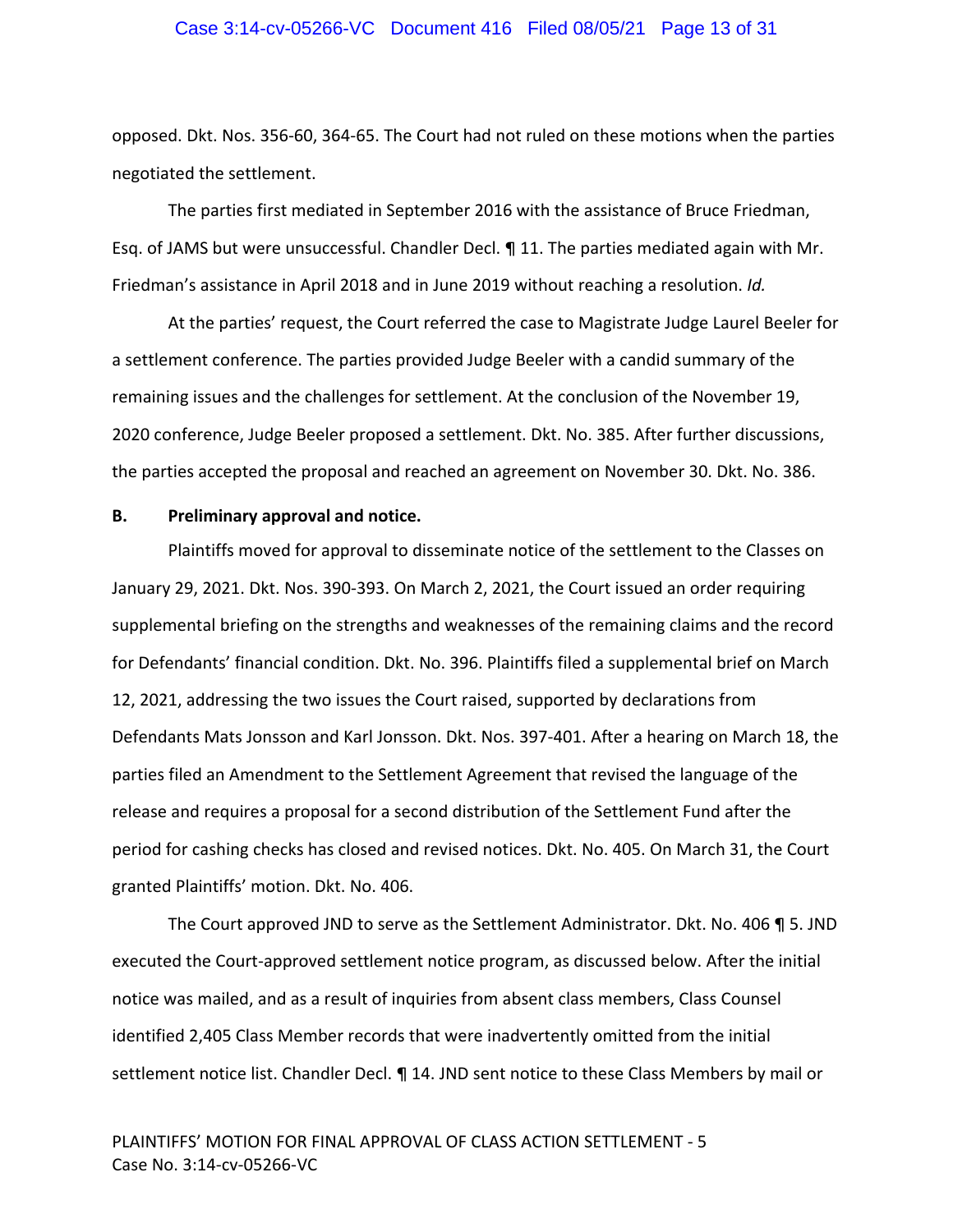opposed. Dkt. Nos. 356-60, 364-65. The Court had not ruled on these motions when the parties negotiated the settlement.

The parties first mediated in September 2016 with the assistance of Bruce Friedman, Esq. of JAMS but were unsuccessful. Chandler Decl. ¶ 11. The parties mediated again with Mr. Friedman's assistance in April 2018 and in June 2019 without reaching a resolution. *Id.*

At the parties' request, the Court referred the case to Magistrate Judge Laurel Beeler for a settlement conference. The parties provided Judge Beeler with a candid summary of the remaining issues and the challenges for settlement. At the conclusion of the November 19, 2020 conference, Judge Beeler proposed a settlement. Dkt. No. 385. After further discussions, the parties accepted the proposal and reached an agreement on November 30. Dkt. No. 386.

### B. Preliminary approval and notice.

Plaintiffs moved for approval to disseminate notice of the settlement to the Classes on January 29, 2021. Dkt. Nos. 390-393. On March 2, 2021, the Court issued an order requiring supplemental briefing on the strengths and weaknesses of the remaining claims and the record for Defendants' financial condition. Dkt. No. 396. Plaintiffs filed a supplemental brief on March 12, 2021, addressing the two issues the Court raised, supported by declarations from Defendants Mats Jonsson and Karl Jonsson. Dkt. Nos. 397-401. After a hearing on March 18, the parties filed an Amendment to the Settlement Agreement that revised the language of the release and requires a proposal for a second distribution of the Settlement Fund after the period for cashing checks has closed and revised notices. Dkt. No. 405. On March 31, the Court granted Plaintiffs' motion. Dkt. No. 406.

The Court approved JND to serve as the Settlement Administrator. Dkt. No. 406 ¶ 5. JND executed the Court-approved settlement notice program, as discussed below. After the initial notice was mailed, and as a result of inquiries from absent class members, Class Counsel identified 2,405 Class Member records that were inadvertently omitted from the initial settlement notice list. Chandler Decl. ¶ 14. JND sent notice to these Class Members by mail or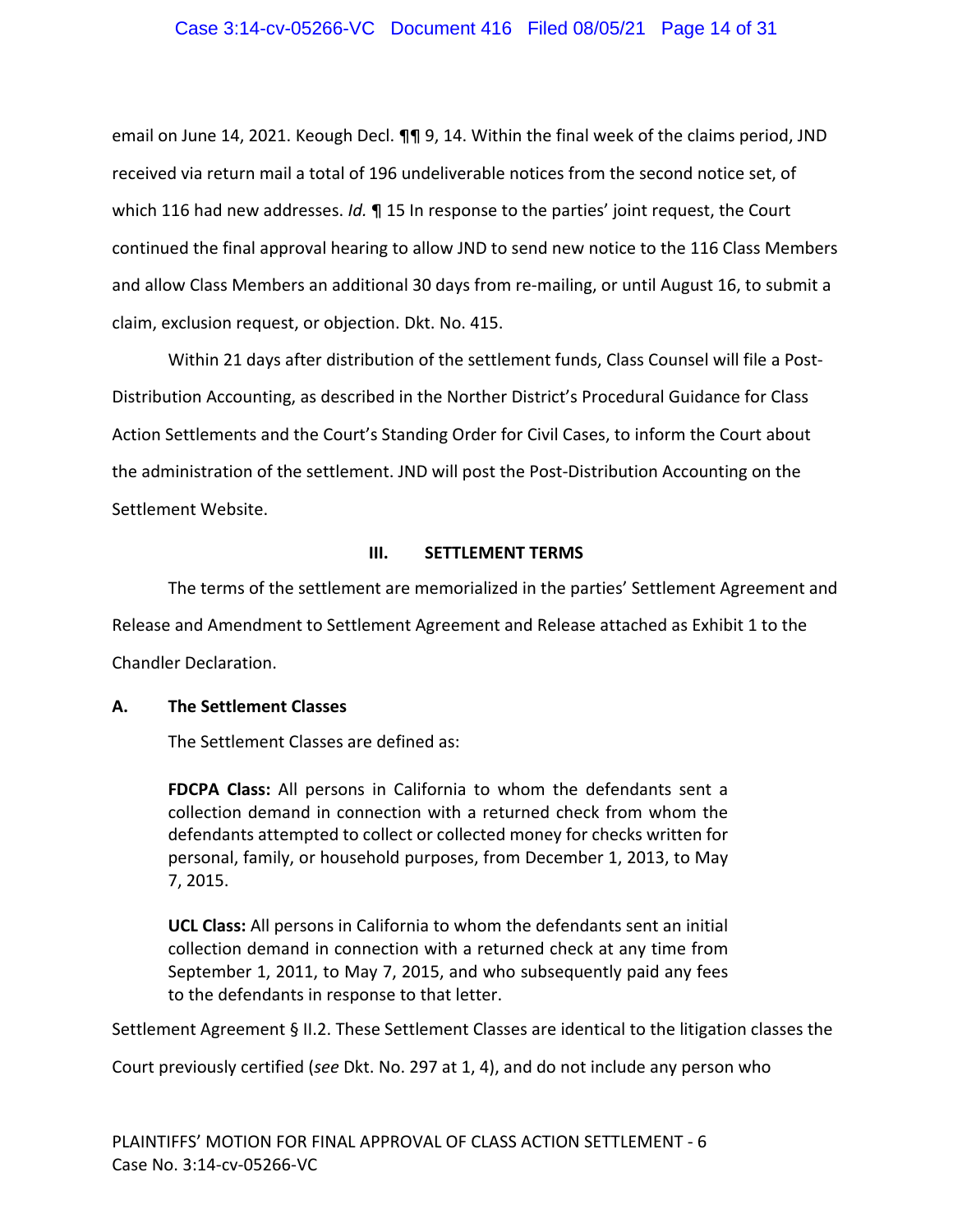email on June 14, 2021. Keough Decl. ¶¶ 9, 14. Within the final week of the claims period, JND received via return mail a total of 196 undeliverable notices from the second notice set, of which 116 had new addresses. *Id.* ¶ 15 In response to the parties' joint request, the Court continued the final approval hearing to allow JND to send new notice to the 116 Class Members and allow Class Members an additional 30 days from re-mailing, or until August 16, to submit a claim, exclusion request, or objection. Dkt. No. 415.

Within 21 days after distribution of the settlement funds, Class Counsel will file a Post-Distribution Accounting, as described in the Norther District's Procedural Guidance for Class Action Settlements and the Court's Standing Order for Civil Cases, to inform the Court about the administration of the settlement. JND will post the Post-Distribution Accounting on the Settlement Website.

## III. SETTLEMENT TERMS

The terms of the settlement are memorialized in the parties' Settlement Agreement and Release and Amendment to Settlement Agreement and Release attached as Exhibit 1 to the Chandler Declaration.

### A. The Settlement Classes

The Settlement Classes are defined as:

> **FDCPA Class:** All persons in California to whom the defendants sent a collection demand in connection with a returned check from whom the defendants attempted to collect or collected money for checks written for personal, family, or household purposes, from December 1, 2013, to May 7, 2015.
>
> **UCL Class:** All persons in California to whom the defendants sent an initial collection demand in connection with a returned check at any time from September 1, 2011, to May 7, 2015, and who subsequently paid any fees to the defendants in response to that letter.

Settlement Agreement § II.2. These Settlement Classes are identical to the litigation classes the Court previously certified (*see* Dkt. No. 297 at 1, 4), and do not include any person who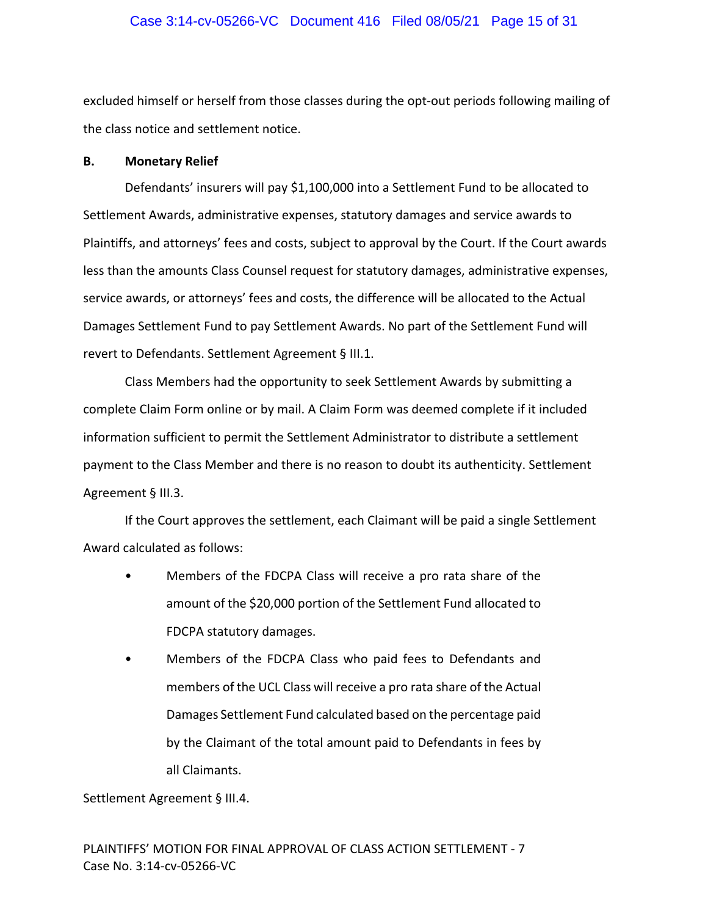excluded himself or herself from those classes during the opt-out periods following mailing of the class notice and settlement notice.

### B. Monetary Relief

Defendants' insurers will pay $1,100,000 into a Settlement Fund to be allocated to Settlement Awards, administrative expenses, statutory damages and service awards to Plaintiffs, and attorneys' fees and costs, subject to approval by the Court. If the Court awards less than the amounts Class Counsel request for statutory damages, administrative expenses, service awards, or attorneys' fees and costs, the difference will be allocated to the Actual Damages Settlement Fund to pay Settlement Awards. No part of the Settlement Fund will revert to Defendants. Settlement Agreement § III.1.

Class Members had the opportunity to seek Settlement Awards by submitting a complete Claim Form online or by mail. A Claim Form was deemed complete if it included information sufficient to permit the Settlement Administrator to distribute a settlement payment to the Class Member and there is no reason to doubt its authenticity. Settlement Agreement § III.3.

If the Court approves the settlement, each Claimant will be paid a single Settlement Award calculated as follows:

- Members of the FDCPA Class will receive a pro rata share of the amount of the $20,000 portion of the Settlement Fund allocated to FDCPA statutory damages.
- Members of the FDCPA Class who paid fees to Defendants and members of the UCL Class will receive a pro rata share of the Actual Damages Settlement Fund calculated based on the percentage paid by the Claimant of the total amount paid to Defendants in fees by all Claimants.

Settlement Agreement § III.4.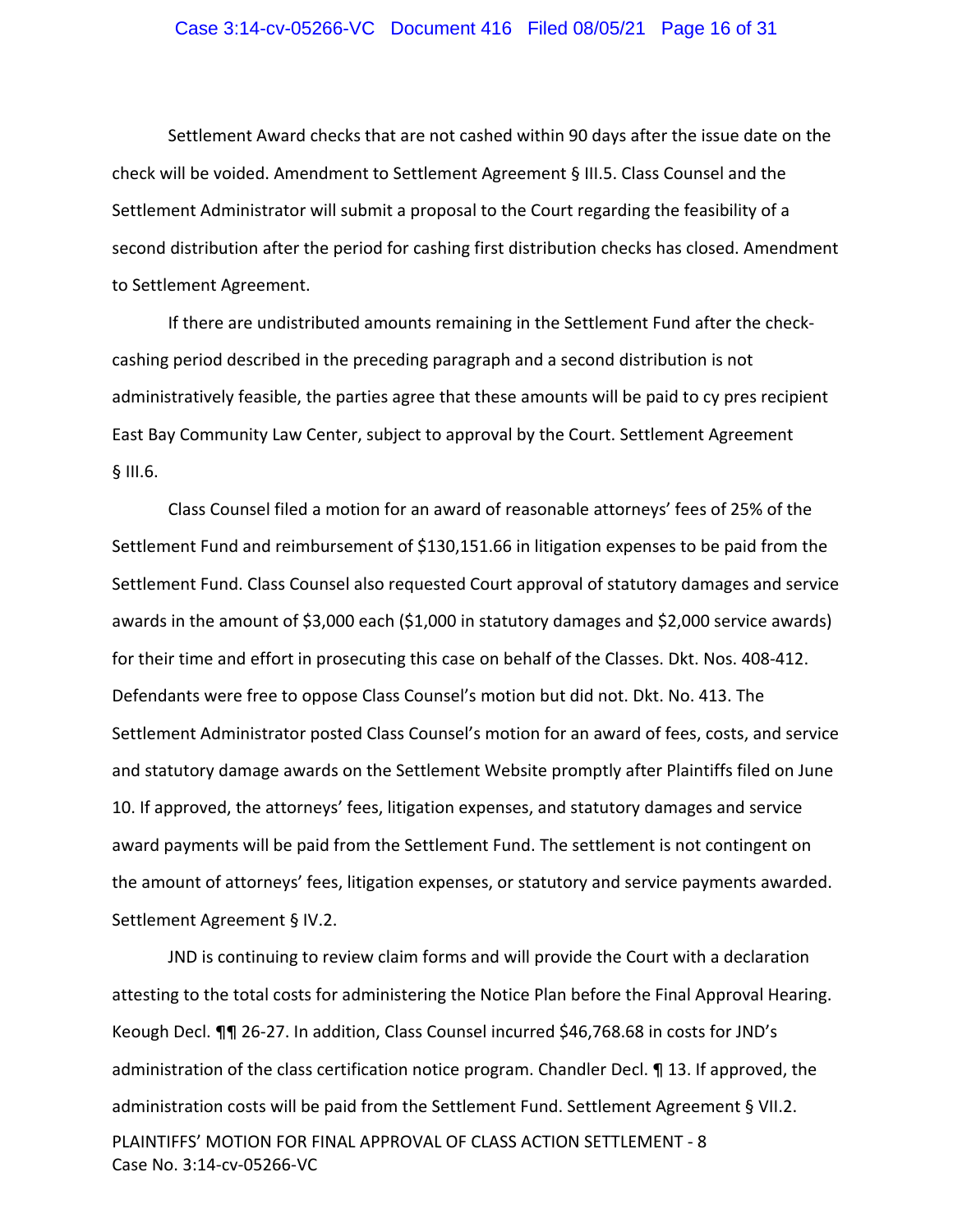Settlement Award checks that are not cashed within 90 days after the issue date on the check will be voided. Amendment to Settlement Agreement § III.5. Class Counsel and the Settlement Administrator will submit a proposal to the Court regarding the feasibility of a second distribution after the period for cashing first distribution checks has closed. Amendment to Settlement Agreement.

If there are undistributed amounts remaining in the Settlement Fund after the check-cashing period described in the preceding paragraph and a second distribution is not administratively feasible, the parties agree that these amounts will be paid to cy pres recipient East Bay Community Law Center, subject to approval by the Court. Settlement Agreement § III.6.

Class Counsel filed a motion for an award of reasonable attorneys' fees of 25% of the Settlement Fund and reimbursement of $130,151.66 in litigation expenses to be paid from the Settlement Fund. Class Counsel also requested Court approval of statutory damages and service awards in the amount of $3,000 each ($1,000 in statutory damages and $2,000 service awards) for their time and effort in prosecuting this case on behalf of the Classes. Dkt. Nos. 408-412. Defendants were free to oppose Class Counsel's motion but did not. Dkt. No. 413. The Settlement Administrator posted Class Counsel's motion for an award of fees, costs, and service and statutory damage awards on the Settlement Website promptly after Plaintiffs filed on June 10. If approved, the attorneys' fees, litigation expenses, and statutory damages and service award payments will be paid from the Settlement Fund. The settlement is not contingent on the amount of attorneys' fees, litigation expenses, or statutory and service payments awarded. Settlement Agreement § IV.2.

JND is continuing to review claim forms and will provide the Court with a declaration attesting to the total costs for administering the Notice Plan before the Final Approval Hearing. Keough Decl. ¶¶ 26-27. In addition, Class Counsel incurred $46,768.68 in costs for JND's administration of the class certification notice program. Chandler Decl. ¶ 13. If approved, the administration costs will be paid from the Settlement Fund. Settlement Agreement § VII.2.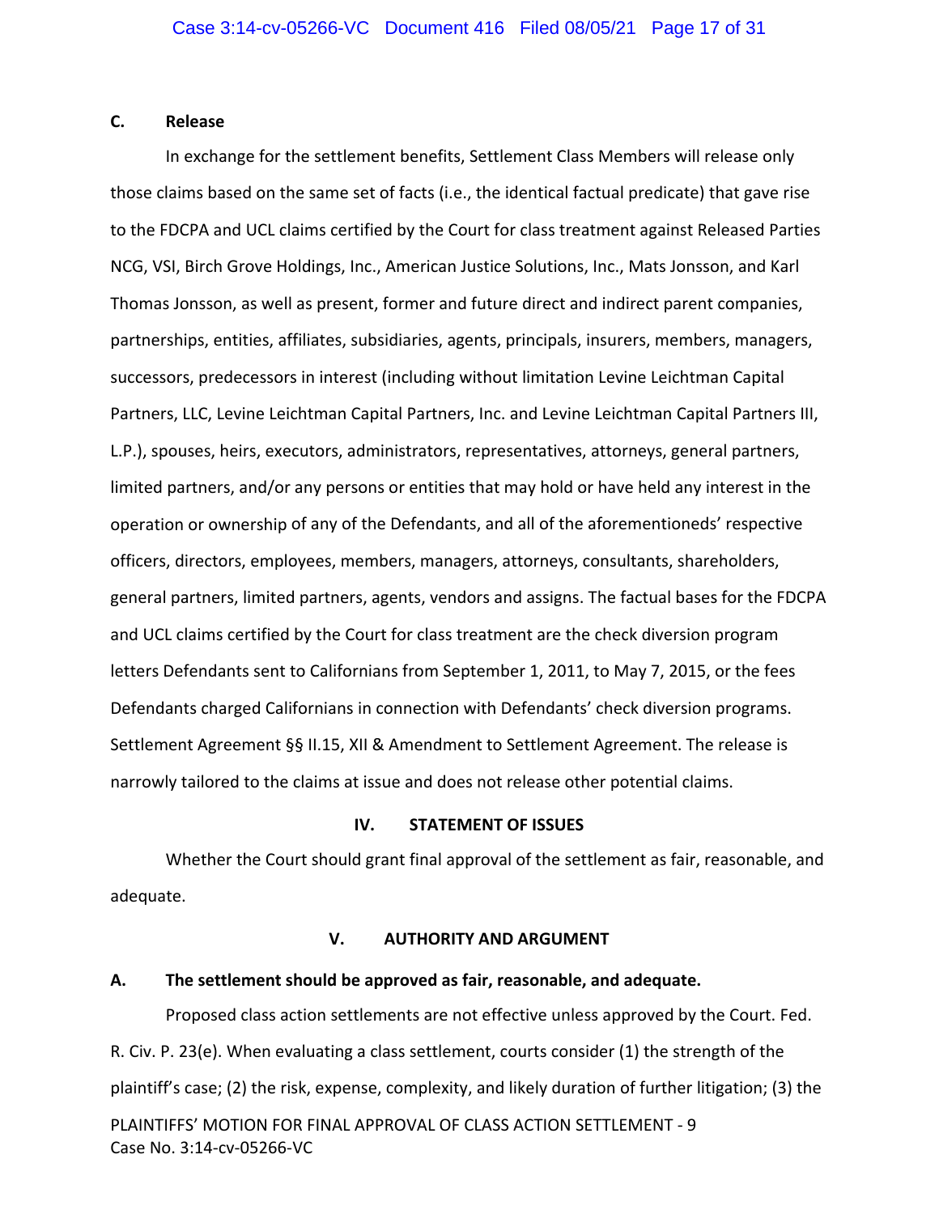### C. Release

In exchange for the settlement benefits, Settlement Class Members will release only those claims based on the same set of facts (i.e., the identical factual predicate) that gave rise to the FDCPA and UCL claims certified by the Court for class treatment against Released Parties NCG, VSI, Birch Grove Holdings, Inc., American Justice Solutions, Inc., Mats Jonsson, and Karl Thomas Jonsson, as well as present, former and future direct and indirect parent companies, partnerships, entities, affiliates, subsidiaries, agents, principals, insurers, members, managers, successors, predecessors in interest (including without limitation Levine Leichtman Capital Partners, LLC, Levine Leichtman Capital Partners, Inc. and Levine Leichtman Capital Partners III, L.P.), spouses, heirs, executors, administrators, representatives, attorneys, general partners, limited partners, and/or any persons or entities that may hold or have held any interest in the operation or ownership of any of the Defendants, and all of the aforementioneds' respective officers, directors, employees, members, managers, attorneys, consultants, shareholders, general partners, limited partners, agents, vendors and assigns. The factual bases for the FDCPA and UCL claims certified by the Court for class treatment are the check diversion program letters Defendants sent to Californians from September 1, 2011, to May 7, 2015, or the fees Defendants charged Californians in connection with Defendants' check diversion programs. Settlement Agreement §§ II.15, XII & Amendment to Settlement Agreement. The release is narrowly tailored to the claims at issue and does not release other potential claims.

## IV. STATEMENT OF ISSUES

Whether the Court should grant final approval of the settlement as fair, reasonable, and adequate.

## V. AUTHORITY AND ARGUMENT

### A. The settlement should be approved as fair, reasonable, and adequate.

Proposed class action settlements are not effective unless approved by the Court. Fed. R. Civ. P. 23(e). When evaluating a class settlement, courts consider (1) the strength of the plaintiff's case; (2) the risk, expense, complexity, and likely duration of further litigation; (3) the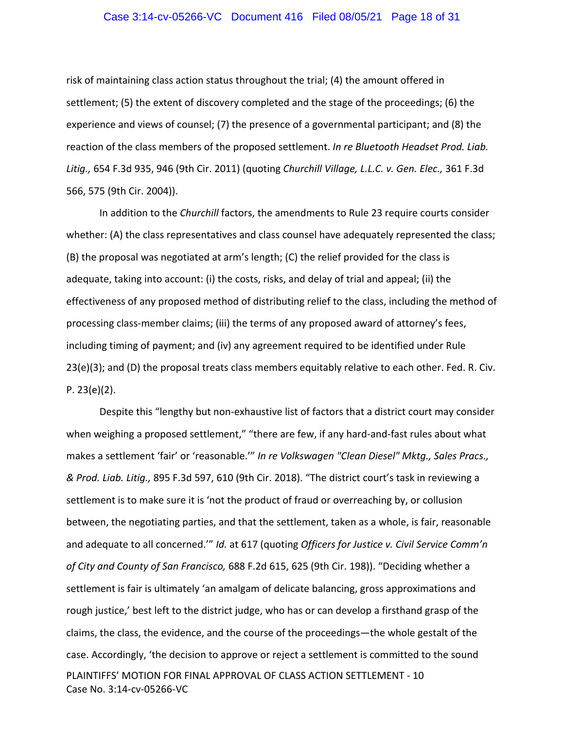risk of maintaining class action status throughout the trial; (4) the amount offered in settlement; (5) the extent of discovery completed and the stage of the proceedings; (6) the experience and views of counsel; (7) the presence of a governmental participant; and (8) the reaction of the class members of the proposed settlement. *In re Bluetooth Headset Prod. Liab. Litig.,* 654 F.3d 935, 946 (9th Cir. 2011) (quoting *Churchill Village, L.L.C. v. Gen. Elec.,* 361 F.3d 566, 575 (9th Cir. 2004)).

In addition to the *Churchill* factors, the amendments to Rule 23 require courts consider whether: (A) the class representatives and class counsel have adequately represented the class; (B) the proposal was negotiated at arm's length; (C) the relief provided for the class is adequate, taking into account: (i) the costs, risks, and delay of trial and appeal; (ii) the effectiveness of any proposed method of distributing relief to the class, including the method of processing class-member claims; (iii) the terms of any proposed award of attorney's fees, including timing of payment; and (iv) any agreement required to be identified under Rule 23(e)(3); and (D) the proposal treats class members equitably relative to each other. Fed. R. Civ. P. 23(e)(2).

Despite this "lengthy but non-exhaustive list of factors that a district court may consider when weighing a proposed settlement," "there are few, if any hard-and-fast rules about what makes a settlement 'fair' or 'reasonable.'" *In re Volkswagen "Clean Diesel" Mktg., Sales Pracs., & Prod. Liab. Litig.,* 895 F.3d 597, 610 (9th Cir. 2018). "The district court's task in reviewing a settlement is to make sure it is 'not the product of fraud or overreaching by, or collusion between, the negotiating parties, and that the settlement, taken as a whole, is fair, reasonable and adequate to all concerned.'" *Id.* at 617 (quoting *Officers for Justice v. Civil Service Comm'n of City and County of San Francisco,* 688 F.2d 615, 625 (9th Cir. 198)). "Deciding whether a settlement is fair is ultimately 'an amalgam of delicate balancing, gross approximations and rough justice,' best left to the district judge, who has or can develop a firsthand grasp of the claims, the class, the evidence, and the course of the proceedings—the whole gestalt of the case. Accordingly, 'the decision to approve or reject a settlement is committed to the sound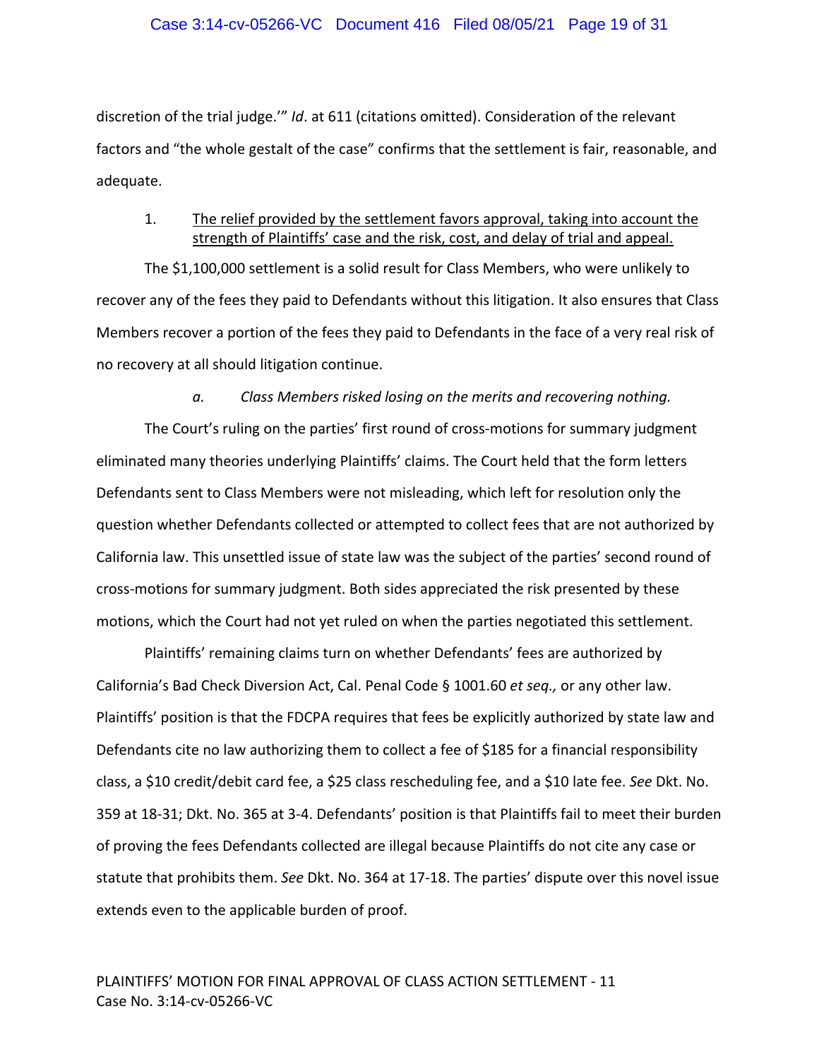discretion of the trial judge.'" *Id*. at 611 (citations omitted). Consideration of the relevant factors and "the whole gestalt of the case" confirms that the settlement is fair, reasonable, and adequate.

1. <u>The relief provided by the settlement favors approval, taking into account the strength of Plaintiffs' case and the risk, cost, and delay of trial and appeal.</u>

The $1,100,000 settlement is a solid result for Class Members, who were unlikely to recover any of the fees they paid to Defendants without this litigation. It also ensures that Class Members recover a portion of the fees they paid to Defendants in the face of a very real risk of no recovery at all should litigation continue.

*a. Class Members risked losing on the merits and recovering nothing.*

The Court's ruling on the parties' first round of cross-motions for summary judgment eliminated many theories underlying Plaintiffs' claims. The Court held that the form letters Defendants sent to Class Members were not misleading, which left for resolution only the question whether Defendants collected or attempted to collect fees that are not authorized by California law. This unsettled issue of state law was the subject of the parties' second round of cross-motions for summary judgment. Both sides appreciated the risk presented by these motions, which the Court had not yet ruled on when the parties negotiated this settlement.

Plaintiffs' remaining claims turn on whether Defendants' fees are authorized by California's Bad Check Diversion Act, Cal. Penal Code § 1001.60 *et seq.,* or any other law. Plaintiffs' position is that the FDCPA requires that fees be explicitly authorized by state law and Defendants cite no law authorizing them to collect a fee of $185 for a financial responsibility class, a $10 credit/debit card fee, a $25 class rescheduling fee, and a $10 late fee. *See* Dkt. No. 359 at 18-31; Dkt. No. 365 at 3-4. Defendants' position is that Plaintiffs fail to meet their burden of proving the fees Defendants collected are illegal because Plaintiffs do not cite any case or statute that prohibits them. *See* Dkt. No. 364 at 17-18. The parties' dispute over this novel issue extends even to the applicable burden of proof.

PLAINTIFFS' MOTION FOR FINAL APPROVAL OF CLASS ACTION SETTLEMENT - 11
Case No. 3:14-cv-05266-VC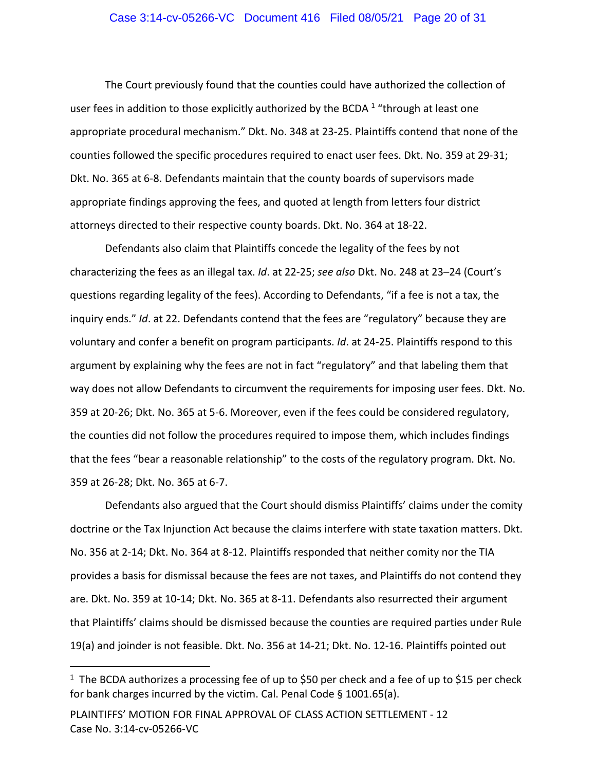The Court previously found that the counties could have authorized the collection of user fees in addition to those explicitly authorized by the BCDA [1] "through at least one appropriate procedural mechanism." Dkt. No. 348 at 23-25. Plaintiffs contend that none of the counties followed the specific procedures required to enact user fees. Dkt. No. 359 at 29-31; Dkt. No. 365 at 6-8. Defendants maintain that the county boards of supervisors made appropriate findings approving the fees, and quoted at length from letters four district attorneys directed to their respective county boards. Dkt. No. 364 at 18-22.

Defendants also claim that Plaintiffs concede the legality of the fees by not characterizing the fees as an illegal tax. *Id*. at 22-25; *see also* Dkt. No. 248 at 23–24 (Court's questions regarding legality of the fees). According to Defendants, "if a fee is not a tax, the inquiry ends." *Id*. at 22. Defendants contend that the fees are "regulatory" because they are voluntary and confer a benefit on program participants. *Id*. at 24-25. Plaintiffs respond to this argument by explaining why the fees are not in fact "regulatory" and that labeling them that way does not allow Defendants to circumvent the requirements for imposing user fees. Dkt. No. 359 at 20-26; Dkt. No. 365 at 5-6. Moreover, even if the fees could be considered regulatory, the counties did not follow the procedures required to impose them, which includes findings that the fees "bear a reasonable relationship" to the costs of the regulatory program. Dkt. No. 359 at 26-28; Dkt. No. 365 at 6-7.

Defendants also argued that the Court should dismiss Plaintiffs' claims under the comity doctrine or the Tax Injunction Act because the claims interfere with state taxation matters. Dkt. No. 356 at 2-14; Dkt. No. 364 at 8-12. Plaintiffs responded that neither comity nor the TIA provides a basis for dismissal because the fees are not taxes, and Plaintiffs do not contend they are. Dkt. No. 359 at 10-14; Dkt. No. 365 at 8-11. Defendants also resurrected their argument that Plaintiffs' claims should be dismissed because the counties are required parties under Rule 19(a) and joinder is not feasible. Dkt. No. 356 at 14-21; Dkt. No. 12-16. Plaintiffs pointed out

[1] The BCDA authorizes a processing fee of up to $50 per check and a fee of up to $15 per check for bank charges incurred by the victim. Cal. Penal Code § 1001.65(a).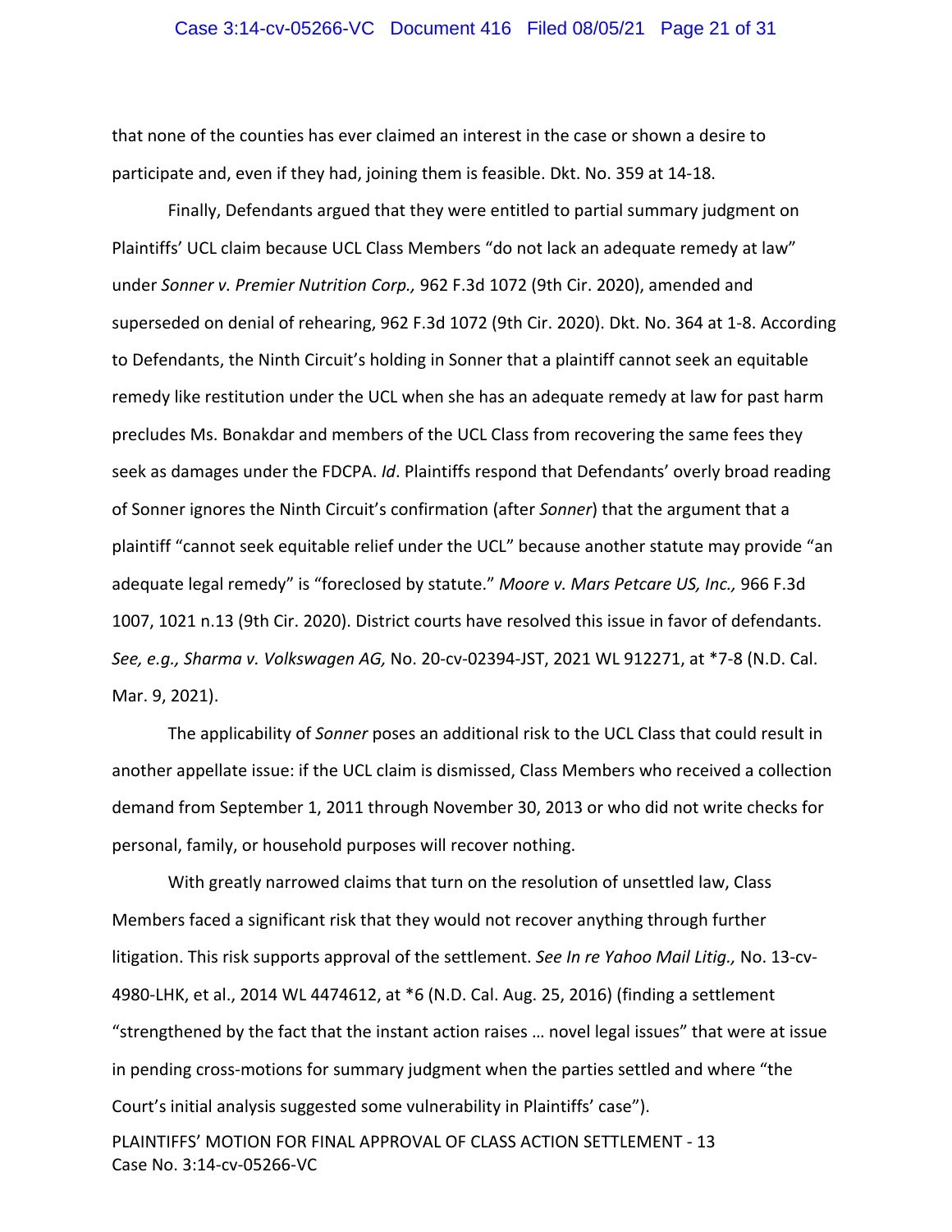that none of the counties has ever claimed an interest in the case or shown a desire to participate and, even if they had, joining them is feasible. Dkt. No. 359 at 14-18.

Finally, Defendants argued that they were entitled to partial summary judgment on Plaintiffs' UCL claim because UCL Class Members "do not lack an adequate remedy at law" under *Sonner v. Premier Nutrition Corp.,* 962 F.3d 1072 (9th Cir. 2020), amended and superseded on denial of rehearing, 962 F.3d 1072 (9th Cir. 2020). Dkt. No. 364 at 1-8. According to Defendants, the Ninth Circuit's holding in Sonner that a plaintiff cannot seek an equitable remedy like restitution under the UCL when she has an adequate remedy at law for past harm precludes Ms. Bonakdar and members of the UCL Class from recovering the same fees they seek as damages under the FDCPA. *Id*. Plaintiffs respond that Defendants' overly broad reading of Sonner ignores the Ninth Circuit's confirmation (after *Sonner*) that the argument that a plaintiff "cannot seek equitable relief under the UCL" because another statute may provide "an adequate legal remedy" is "foreclosed by statute." *Moore v. Mars Petcare US, Inc.,* 966 F.3d 1007, 1021 n.13 (9th Cir. 2020). District courts have resolved this issue in favor of defendants. *See, e.g., Sharma v. Volkswagen AG,* No. 20-cv-02394-JST, 2021 WL 912271, at *7-8 (N.D. Cal. Mar. 9, 2021).

The applicability of *Sonner* poses an additional risk to the UCL Class that could result in another appellate issue: if the UCL claim is dismissed, Class Members who received a collection demand from September 1, 2011 through November 30, 2013 or who did not write checks for personal, family, or household purposes will recover nothing.

With greatly narrowed claims that turn on the resolution of unsettled law, Class Members faced a significant risk that they would not recover anything through further litigation. This risk supports approval of the settlement. *See In re Yahoo Mail Litig.,* No. 13-cv-4980-LHK, et al., 2014 WL 4474612, at *6 (N.D. Cal. Aug. 25, 2016) (finding a settlement "strengthened by the fact that the instant action raises … novel legal issues" that were at issue in pending cross-motions for summary judgment when the parties settled and where "the Court's initial analysis suggested some vulnerability in Plaintiffs' case").

PLAINTIFFS' MOTION FOR FINAL APPROVAL OF CLASS ACTION SETTLEMENT - 13
Case No. 3:14-cv-05266-VC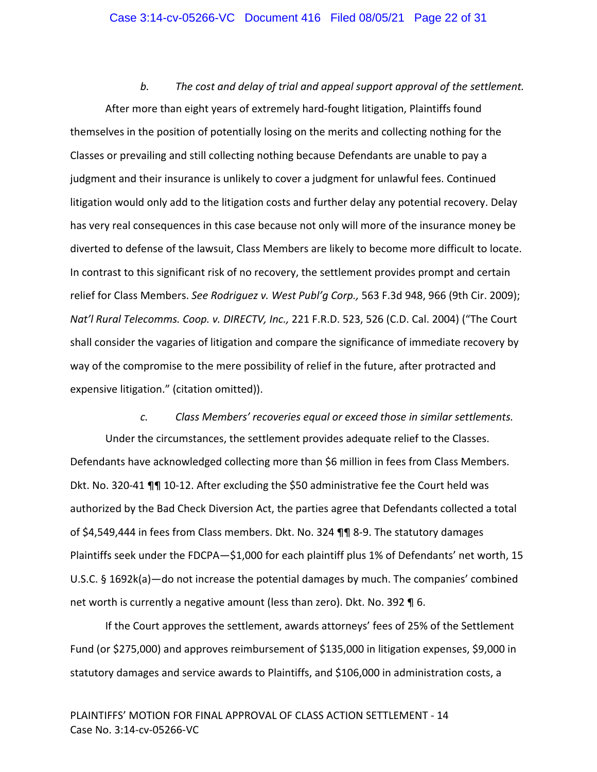*b. The cost and delay of trial and appeal support approval of the settlement.*

After more than eight years of extremely hard-fought litigation, Plaintiffs found themselves in the position of potentially losing on the merits and collecting nothing for the Classes or prevailing and still collecting nothing because Defendants are unable to pay a judgment and their insurance is unlikely to cover a judgment for unlawful fees. Continued litigation would only add to the litigation costs and further delay any potential recovery. Delay has very real consequences in this case because not only will more of the insurance money be diverted to defense of the lawsuit, Class Members are likely to become more difficult to locate. In contrast to this significant risk of no recovery, the settlement provides prompt and certain relief for Class Members. *See Rodriguez v. West Publ'g Corp.,* 563 F.3d 948, 966 (9th Cir. 2009); *Nat'l Rural Telecomms. Coop. v. DIRECTV, Inc.,* 221 F.R.D. 523, 526 (C.D. Cal. 2004) ("The Court shall consider the vagaries of litigation and compare the significance of immediate recovery by way of the compromise to the mere possibility of relief in the future, after protracted and expensive litigation." (citation omitted)).

*c. Class Members' recoveries equal or exceed those in similar settlements.*

Under the circumstances, the settlement provides adequate relief to the Classes. Defendants have acknowledged collecting more than $6 million in fees from Class Members. Dkt. No. 320-41 ¶¶ 10-12. After excluding the $50 administrative fee the Court held was authorized by the Bad Check Diversion Act, the parties agree that Defendants collected a total of $4,549,444 in fees from Class members. Dkt. No. 324 ¶¶ 8-9. The statutory damages Plaintiffs seek under the FDCPA—$1,000 for each plaintiff plus 1% of Defendants' net worth, 15 U.S.C. § 1692k(a)—do not increase the potential damages by much. The companies' combined net worth is currently a negative amount (less than zero). Dkt. No. 392 ¶ 6.

If the Court approves the settlement, awards attorneys' fees of 25% of the Settlement Fund (or $275,000) and approves reimbursement of $135,000 in litigation expenses, $9,000 in statutory damages and service awards to Plaintiffs, and $106,000 in administration costs, a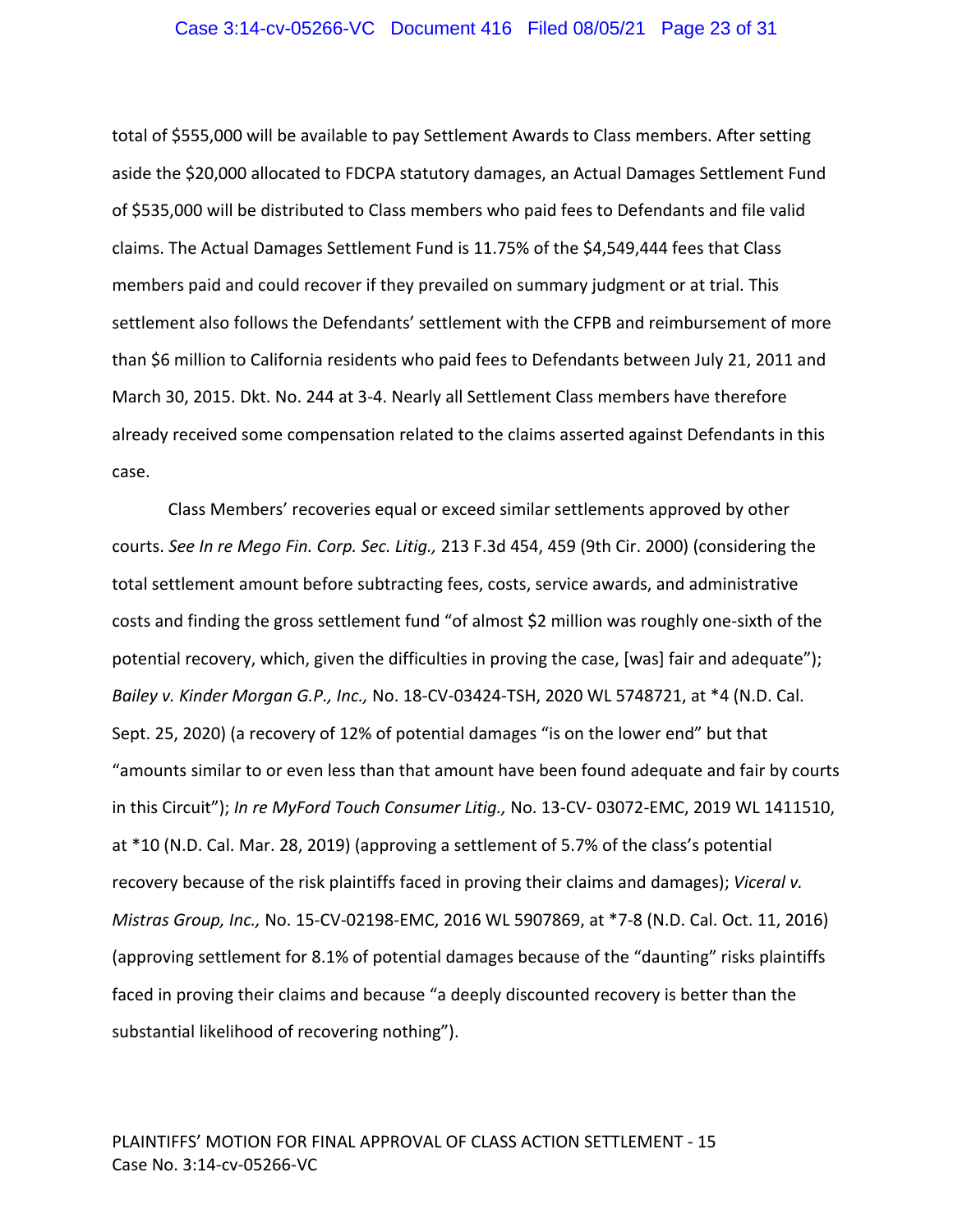total of $555,000 will be available to pay Settlement Awards to Class members. After setting aside the $20,000 allocated to FDCPA statutory damages, an Actual Damages Settlement Fund of $535,000 will be distributed to Class members who paid fees to Defendants and file valid claims. The Actual Damages Settlement Fund is 11.75% of the $4,549,444 fees that Class members paid and could recover if they prevailed on summary judgment or at trial. This settlement also follows the Defendants' settlement with the CFPB and reimbursement of more than $6 million to California residents who paid fees to Defendants between July 21, 2011 and March 30, 2015. Dkt. No. 244 at 3-4. Nearly all Settlement Class members have therefore already received some compensation related to the claims asserted against Defendants in this case.

Class Members' recoveries equal or exceed similar settlements approved by other courts. *See In re Mego Fin. Corp. Sec. Litig.,* 213 F.3d 454, 459 (9th Cir. 2000) (considering the total settlement amount before subtracting fees, costs, service awards, and administrative costs and finding the gross settlement fund "of almost $2 million was roughly one-sixth of the potential recovery, which, given the difficulties in proving the case, [was] fair and adequate"); *Bailey v. Kinder Morgan G.P., Inc.,* No. 18-CV-03424-TSH, 2020 WL 5748721, at *4 (N.D. Cal. Sept. 25, 2020) (a recovery of 12% of potential damages "is on the lower end" but that "amounts similar to or even less than that amount have been found adequate and fair by courts in this Circuit"); *In re MyFord Touch Consumer Litig.,* No. 13-CV- 03072-EMC, 2019 WL 1411510, at *10 (N.D. Cal. Mar. 28, 2019) (approving a settlement of 5.7% of the class's potential recovery because of the risk plaintiffs faced in proving their claims and damages); *Viceral v. Mistras Group, Inc.,* No. 15-CV-02198-EMC, 2016 WL 5907869, at *7-8 (N.D. Cal. Oct. 11, 2016) (approving settlement for 8.1% of potential damages because of the "daunting" risks plaintiffs faced in proving their claims and because "a deeply discounted recovery is better than the substantial likelihood of recovering nothing").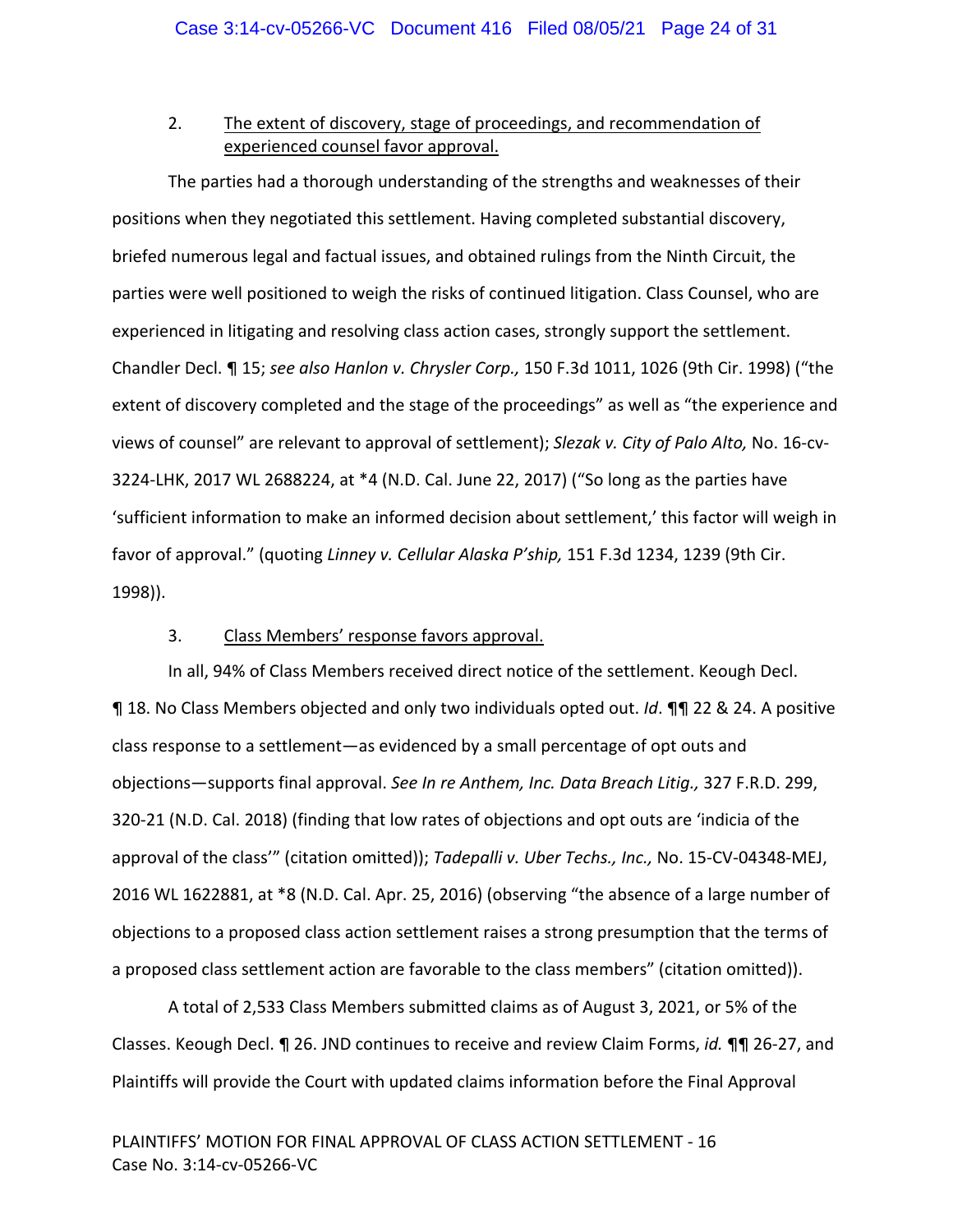2. <u>The extent of discovery, stage of proceedings, and recommendation of experienced counsel favor approval.</u>

The parties had a thorough understanding of the strengths and weaknesses of their positions when they negotiated this settlement. Having completed substantial discovery, briefed numerous legal and factual issues, and obtained rulings from the Ninth Circuit, the parties were well positioned to weigh the risks of continued litigation. Class Counsel, who are experienced in litigating and resolving class action cases, strongly support the settlement. Chandler Decl. ¶ 15; *see also Hanlon v. Chrysler Corp.,* 150 F.3d 1011, 1026 (9th Cir. 1998) ("the extent of discovery completed and the stage of the proceedings" as well as "the experience and views of counsel" are relevant to approval of settlement); *Slezak v. City of Palo Alto,* No. 16-cv-3224-LHK, 2017 WL 2688224, at *4 (N.D. Cal. June 22, 2017) ("So long as the parties have 'sufficient information to make an informed decision about settlement,' this factor will weigh in favor of approval." (quoting *Linney v. Cellular Alaska P'ship,* 151 F.3d 1234, 1239 (9th Cir. 1998)).

3. <u>Class Members' response favors approval.</u>

In all, 94% of Class Members received direct notice of the settlement. Keough Decl. ¶ 18. No Class Members objected and only two individuals opted out. *Id*. ¶¶ 22 & 24. A positive class response to a settlement—as evidenced by a small percentage of opt outs and objections—supports final approval. *See In re Anthem, Inc. Data Breach Litig.,* 327 F.R.D. 299, 320-21 (N.D. Cal. 2018) (finding that low rates of objections and opt outs are 'indicia of the approval of the class'" (citation omitted)); *Tadepalli v. Uber Techs., Inc.,* No. 15-CV-04348-MEJ, 2016 WL 1622881, at *8 (N.D. Cal. Apr. 25, 2016) (observing "the absence of a large number of objections to a proposed class action settlement raises a strong presumption that the terms of a proposed class settlement action are favorable to the class members" (citation omitted)).

A total of 2,533 Class Members submitted claims as of August 3, 2021, or 5% of the Classes. Keough Decl. ¶ 26. JND continues to receive and review Claim Forms, *id.* ¶¶ 26-27, and Plaintiffs will provide the Court with updated claims information before the Final Approval

PLAINTIFFS' MOTION FOR FINAL APPROVAL OF CLASS ACTION SETTLEMENT - 16
Case No. 3:14-cv-05266-VC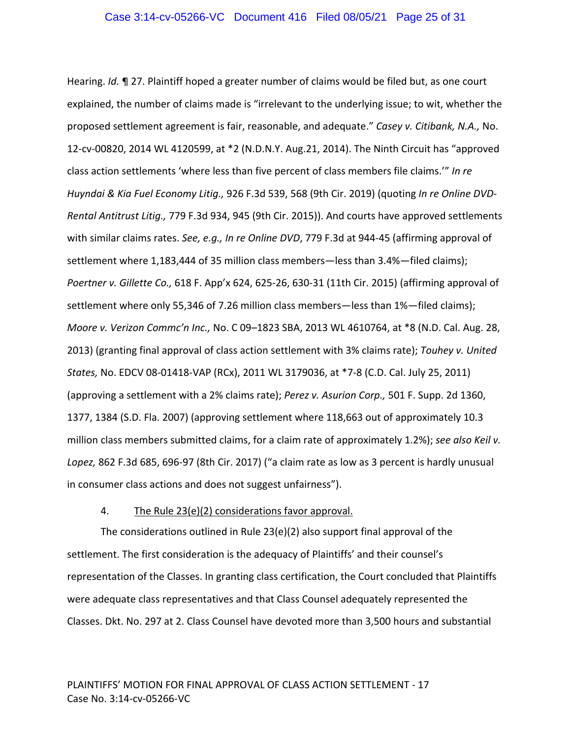Hearing. *Id.* ¶ 27. Plaintiff hoped a greater number of claims would be filed but, as one court explained, the number of claims made is "irrelevant to the underlying issue; to wit, whether the proposed settlement agreement is fair, reasonable, and adequate." *Casey v. Citibank, N.A.,* No. 12-cv-00820, 2014 WL 4120599, at *2 (N.D.N.Y. Aug.21, 2014). The Ninth Circuit has "approved class action settlements 'where less than five percent of class members file claims.'" *In re Huyndai & Kia Fuel Economy Litig.,* 926 F.3d 539, 568 (9th Cir. 2019) (quoting *In re Online DVD-Rental Antitrust Litig.,* 779 F.3d 934, 945 (9th Cir. 2015)). And courts have approved settlements with similar claims rates. *See, e.g., In re Online DVD*, 779 F.3d at 944-45 (affirming approval of settlement where 1,183,444 of 35 million class members—less than 3.4%—filed claims); *Poertner v. Gillette Co.,* 618 F. App'x 624, 625-26, 630-31 (11th Cir. 2015) (affirming approval of settlement where only 55,346 of 7.26 million class members—less than 1%—filed claims); *Moore v. Verizon Commc'n Inc.,* No. C 09–1823 SBA, 2013 WL 4610764, at *8 (N.D. Cal. Aug. 28, 2013) (granting final approval of class action settlement with 3% claims rate); *Touhey v. United States,* No. EDCV 08-01418-VAP (RCx), 2011 WL 3179036, at *7-8 (C.D. Cal. July 25, 2011) (approving a settlement with a 2% claims rate); *Perez v. Asurion Corp.,* 501 F. Supp. 2d 1360, 1377, 1384 (S.D. Fla. 2007) (approving settlement where 118,663 out of approximately 10.3 million class members submitted claims, for a claim rate of approximately 1.2%); *see also Keil v. Lopez,* 862 F.3d 685, 696-97 (8th Cir. 2017) ("a claim rate as low as 3 percent is hardly unusual in consumer class actions and does not suggest unfairness").

4. The Rule 23(e)(2) considerations favor approval.

The considerations outlined in Rule 23(e)(2) also support final approval of the settlement. The first consideration is the adequacy of Plaintiffs' and their counsel's representation of the Classes. In granting class certification, the Court concluded that Plaintiffs were adequate class representatives and that Class Counsel adequately represented the Classes. Dkt. No. 297 at 2. Class Counsel have devoted more than 3,500 hours and substantial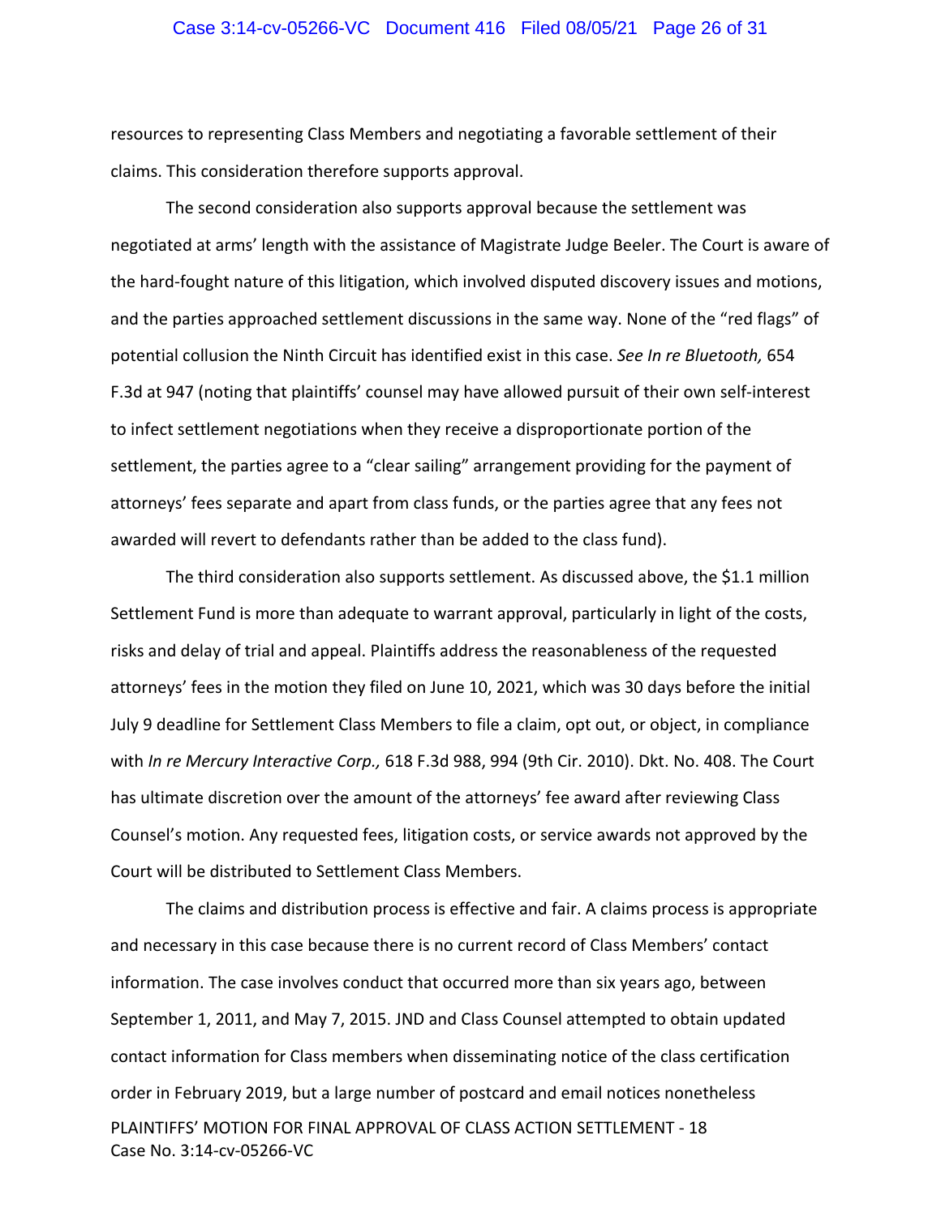resources to representing Class Members and negotiating a favorable settlement of their claims. This consideration therefore supports approval.

The second consideration also supports approval because the settlement was negotiated at arms' length with the assistance of Magistrate Judge Beeler. The Court is aware of the hard-fought nature of this litigation, which involved disputed discovery issues and motions, and the parties approached settlement discussions in the same way. None of the "red flags" of potential collusion the Ninth Circuit has identified exist in this case. *See In re Bluetooth,* 654 F.3d at 947 (noting that plaintiffs' counsel may have allowed pursuit of their own self-interest to infect settlement negotiations when they receive a disproportionate portion of the settlement, the parties agree to a "clear sailing" arrangement providing for the payment of attorneys' fees separate and apart from class funds, or the parties agree that any fees not awarded will revert to defendants rather than be added to the class fund).

The third consideration also supports settlement. As discussed above, the $1.1 million Settlement Fund is more than adequate to warrant approval, particularly in light of the costs, risks and delay of trial and appeal. Plaintiffs address the reasonableness of the requested attorneys' fees in the motion they filed on June 10, 2021, which was 30 days before the initial July 9 deadline for Settlement Class Members to file a claim, opt out, or object, in compliance with *In re Mercury Interactive Corp.,* 618 F.3d 988, 994 (9th Cir. 2010). Dkt. No. 408. The Court has ultimate discretion over the amount of the attorneys' fee award after reviewing Class Counsel's motion. Any requested fees, litigation costs, or service awards not approved by the Court will be distributed to Settlement Class Members.

The claims and distribution process is effective and fair. A claims process is appropriate and necessary in this case because there is no current record of Class Members' contact information. The case involves conduct that occurred more than six years ago, between September 1, 2011, and May 7, 2015. JND and Class Counsel attempted to obtain updated contact information for Class members when disseminating notice of the class certification order in February 2019, but a large number of postcard and email notices nonetheless

PLAINTIFFS' MOTION FOR FINAL APPROVAL OF CLASS ACTION SETTLEMENT - 18
Case No. 3:14-cv-05266-VC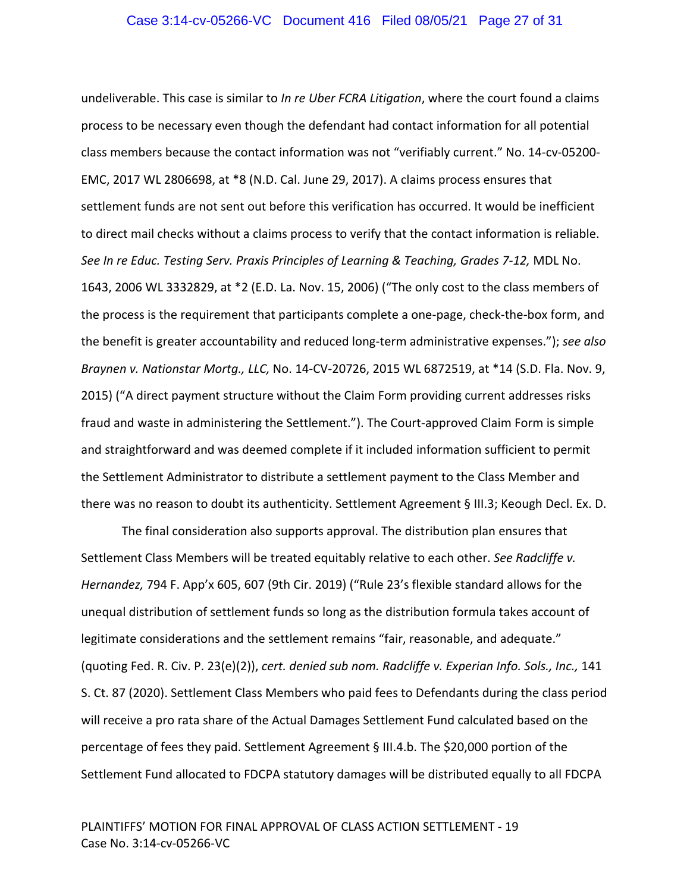undeliverable. This case is similar to *In re Uber FCRA Litigation*, where the court found a claims process to be necessary even though the defendant had contact information for all potential class members because the contact information was not "verifiably current." No. 14-cv-05200-EMC, 2017 WL 2806698, at *8 (N.D. Cal. June 29, 2017). A claims process ensures that settlement funds are not sent out before this verification has occurred. It would be inefficient to direct mail checks without a claims process to verify that the contact information is reliable. *See In re Educ. Testing Serv. Praxis Principles of Learning & Teaching, Grades 7-12,* MDL No. 1643, 2006 WL 3332829, at *2 (E.D. La. Nov. 15, 2006) ("The only cost to the class members of the process is the requirement that participants complete a one-page, check-the-box form, and the benefit is greater accountability and reduced long-term administrative expenses."); *see also Braynen v. Nationstar Mortg., LLC,* No. 14-CV-20726, 2015 WL 6872519, at *14 (S.D. Fla. Nov. 9, 2015) ("A direct payment structure without the Claim Form providing current addresses risks fraud and waste in administering the Settlement."). The Court-approved Claim Form is simple and straightforward and was deemed complete if it included information sufficient to permit the Settlement Administrator to distribute a settlement payment to the Class Member and there was no reason to doubt its authenticity. Settlement Agreement § III.3; Keough Decl. Ex. D.

The final consideration also supports approval. The distribution plan ensures that Settlement Class Members will be treated equitably relative to each other. *See Radcliffe v. Hernandez,* 794 F. App'x 605, 607 (9th Cir. 2019) ("Rule 23's flexible standard allows for the unequal distribution of settlement funds so long as the distribution formula takes account of legitimate considerations and the settlement remains "fair, reasonable, and adequate." (quoting Fed. R. Civ. P. 23(e)(2)), *cert. denied sub nom. Radcliffe v. Experian Info. Sols., Inc.,* 141 S. Ct. 87 (2020). Settlement Class Members who paid fees to Defendants during the class period will receive a pro rata share of the Actual Damages Settlement Fund calculated based on the percentage of fees they paid. Settlement Agreement § III.4.b. The $20,000 portion of the Settlement Fund allocated to FDCPA statutory damages will be distributed equally to all FDCPA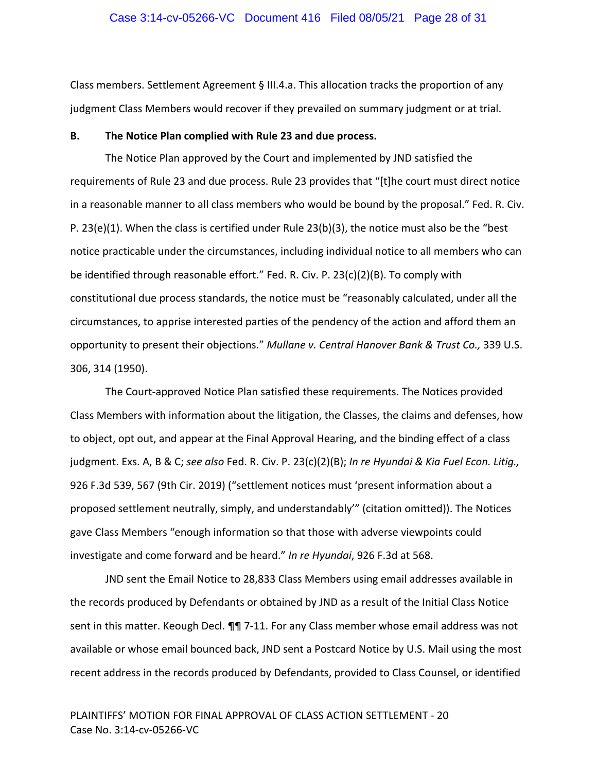Class members. Settlement Agreement § III.4.a. This allocation tracks the proportion of any judgment Class Members would recover if they prevailed on summary judgment or at trial.

### B. The Notice Plan complied with Rule 23 and due process.

The Notice Plan approved by the Court and implemented by JND satisfied the requirements of Rule 23 and due process. Rule 23 provides that "[t]he court must direct notice in a reasonable manner to all class members who would be bound by the proposal." Fed. R. Civ. P. 23(e)(1). When the class is certified under Rule 23(b)(3), the notice must also be the "best notice practicable under the circumstances, including individual notice to all members who can be identified through reasonable effort." Fed. R. Civ. P. 23(c)(2)(B). To comply with constitutional due process standards, the notice must be "reasonably calculated, under all the circumstances, to apprise interested parties of the pendency of the action and afford them an opportunity to present their objections." *Mullane v. Central Hanover Bank & Trust Co.,* 339 U.S. 306, 314 (1950).

The Court-approved Notice Plan satisfied these requirements. The Notices provided Class Members with information about the litigation, the Classes, the claims and defenses, how to object, opt out, and appear at the Final Approval Hearing, and the binding effect of a class judgment. Exs. A, B & C; *see also* Fed. R. Civ. P. 23(c)(2)(B); *In re Hyundai & Kia Fuel Econ. Litig.,* 926 F.3d 539, 567 (9th Cir. 2019) ("settlement notices must 'present information about a proposed settlement neutrally, simply, and understandably'" (citation omitted)). The Notices gave Class Members "enough information so that those with adverse viewpoints could investigate and come forward and be heard." *In re Hyundai*, 926 F.3d at 568.

JND sent the Email Notice to 28,833 Class Members using email addresses available in the records produced by Defendants or obtained by JND as a result of the Initial Class Notice sent in this matter. Keough Decl. ¶¶ 7-11. For any Class member whose email address was not available or whose email bounced back, JND sent a Postcard Notice by U.S. Mail using the most recent address in the records produced by Defendants, provided to Class Counsel, or identified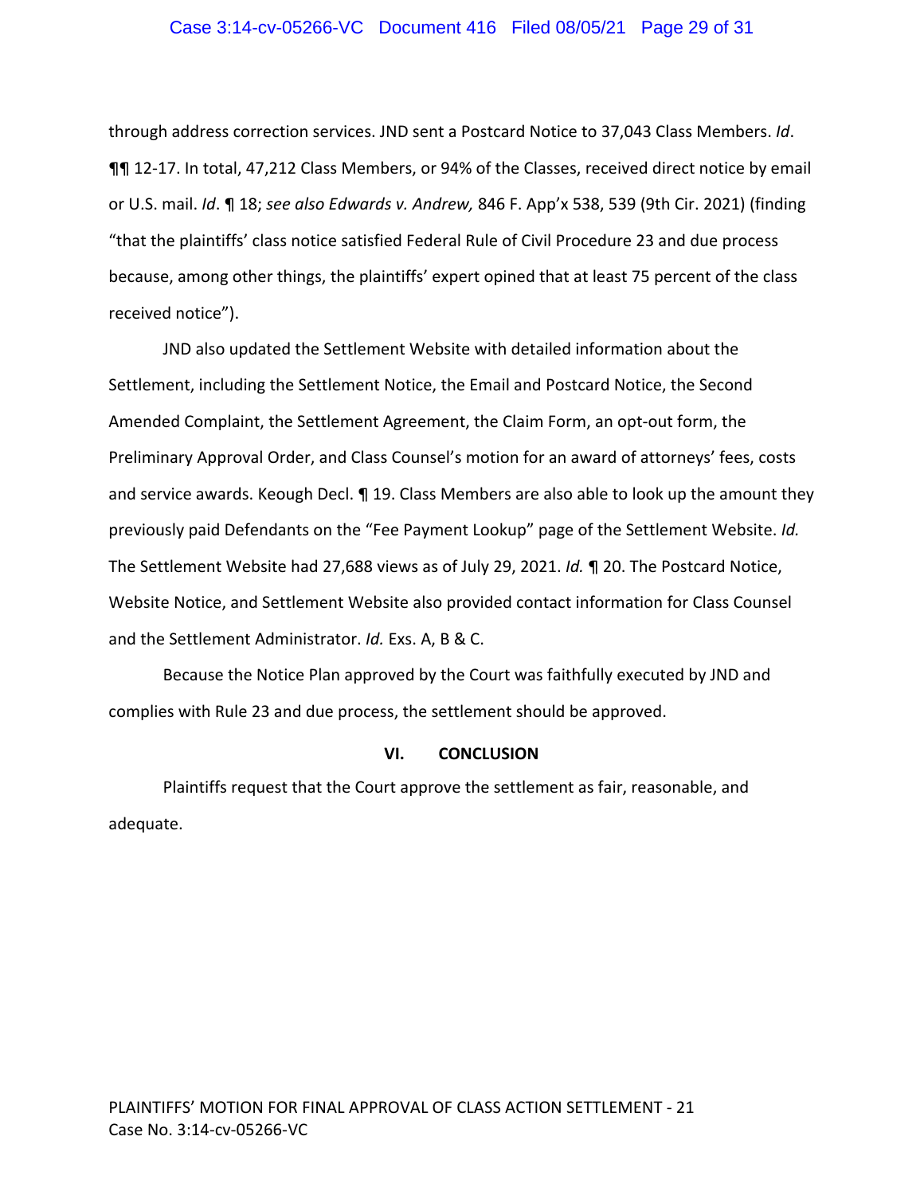through address correction services. JND sent a Postcard Notice to 37,043 Class Members. *Id*. ¶¶ 12-17. In total, 47,212 Class Members, or 94% of the Classes, received direct notice by email or U.S. mail. *Id*. ¶ 18; *see also Edwards v. Andrew,* 846 F. App'x 538, 539 (9th Cir. 2021) (finding "that the plaintiffs' class notice satisfied Federal Rule of Civil Procedure 23 and due process because, among other things, the plaintiffs' expert opined that at least 75 percent of the class received notice").

JND also updated the Settlement Website with detailed information about the Settlement, including the Settlement Notice, the Email and Postcard Notice, the Second Amended Complaint, the Settlement Agreement, the Claim Form, an opt-out form, the Preliminary Approval Order, and Class Counsel's motion for an award of attorneys' fees, costs and service awards. Keough Decl. ¶ 19. Class Members are also able to look up the amount they previously paid Defendants on the "Fee Payment Lookup" page of the Settlement Website. *Id.* The Settlement Website had 27,688 views as of July 29, 2021. *Id.* ¶ 20. The Postcard Notice, Website Notice, and Settlement Website also provided contact information for Class Counsel and the Settlement Administrator. *Id.* Exs. A, B & C.

Because the Notice Plan approved by the Court was faithfully executed by JND and complies with Rule 23 and due process, the settlement should be approved.

## VI. CONCLUSION

Plaintiffs request that the Court approve the settlement as fair, reasonable, and adequate.

PLAINTIFFS' MOTION FOR FINAL APPROVAL OF CLASS ACTION SETTLEMENT - 21
Case No. 3:14-cv-05266-VC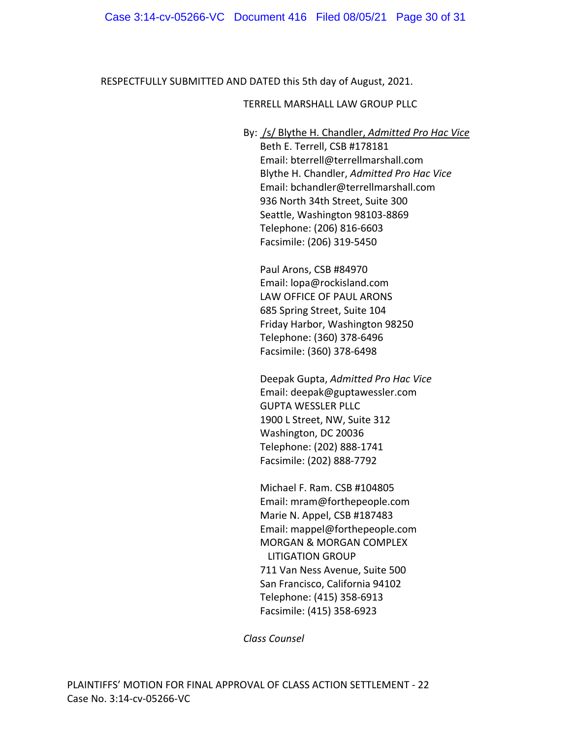RESPECTFULLY SUBMITTED AND DATED this 5th day of August, 2021.

TERRELL MARSHALL LAW GROUP PLLC

By: /s/ Blythe H. Chandler, *Admitted Pro Hac Vice*
Beth E. Terrell, CSB #178181
Email: bterrell@terrellmarshall.com
Blythe H. Chandler, *Admitted Pro Hac Vice*
Email: bchandler@terrellmarshall.com
936 North 34th Street, Suite 300
Seattle, Washington 98103-8869
Telephone: (206) 816-6603
Facsimile: (206) 319-5450

Paul Arons, CSB #84970
Email: lopa@rockisland.com
LAW OFFICE OF PAUL ARONS
685 Spring Street, Suite 104
Friday Harbor, Washington 98250
Telephone: (360) 378-6496
Facsimile: (360) 378-6498

Deepak Gupta, *Admitted Pro Hac Vice*
Email: deepak@guptawessler.com
GUPTA WESSLER PLLC
1900 L Street, NW, Suite 312
Washington, DC 20036
Telephone: (202) 888-1741
Facsimile: (202) 888-7792

Michael F. Ram. CSB #104805
Email: mram@forthepeople.com
Marie N. Appel, CSB #187483
Email: mappel@forthepeople.com
MORGAN & MORGAN COMPLEX LITIGATION GROUP
711 Van Ness Avenue, Suite 500
San Francisco, California 94102
Telephone: (415) 358-6913
Facsimile: (415) 358-6923

*Class Counsel*

PLAINTIFFS' MOTION FOR FINAL APPROVAL OF CLASS ACTION SETTLEMENT - 22
Case No. 3:14-cv-05266-VC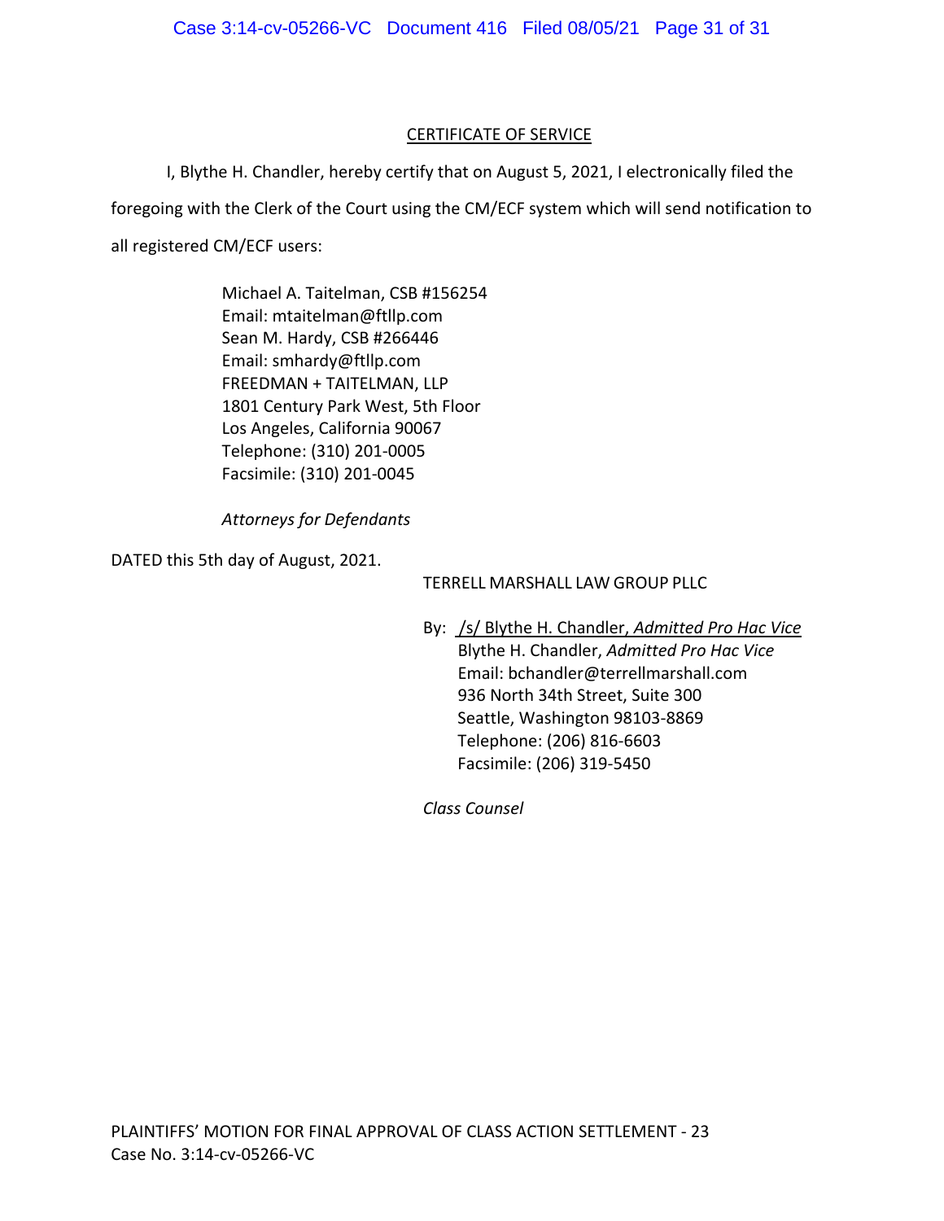CERTIFICATE OF SERVICE

I, Blythe H. Chandler, hereby certify that on August 5, 2021, I electronically filed the foregoing with the Clerk of the Court using the CM/ECF system which will send notification to all registered CM/ECF users:

Michael A. Taitelman, CSB #156254
Email: mtaitelman@ftllp.com
Sean M. Hardy, CSB #266446
Email: smhardy@ftllp.com
FREEDMAN + TAITELMAN, LLP
1801 Century Park West, 5th Floor
Los Angeles, California 90067
Telephone: (310) 201-0005
Facsimile: (310) 201-0045

*Attorneys for Defendants*

DATED this 5th day of August, 2021.

TERRELL MARSHALL LAW GROUP PLLC

By: /s/ Blythe H. Chandler, *Admitted Pro Hac Vice*
Blythe H. Chandler, *Admitted Pro Hac Vice*
Email: bchandler@terrellmarshall.com
936 North 34th Street, Suite 300
Seattle, Washington 98103-8869
Telephone: (206) 816-6603
Facsimile: (206) 319-5450

*Class Counsel*

PLAINTIFFS' MOTION FOR FINAL APPROVAL OF CLASS ACTION SETTLEMENT - 23
Case No. 3:14-cv-05266-VC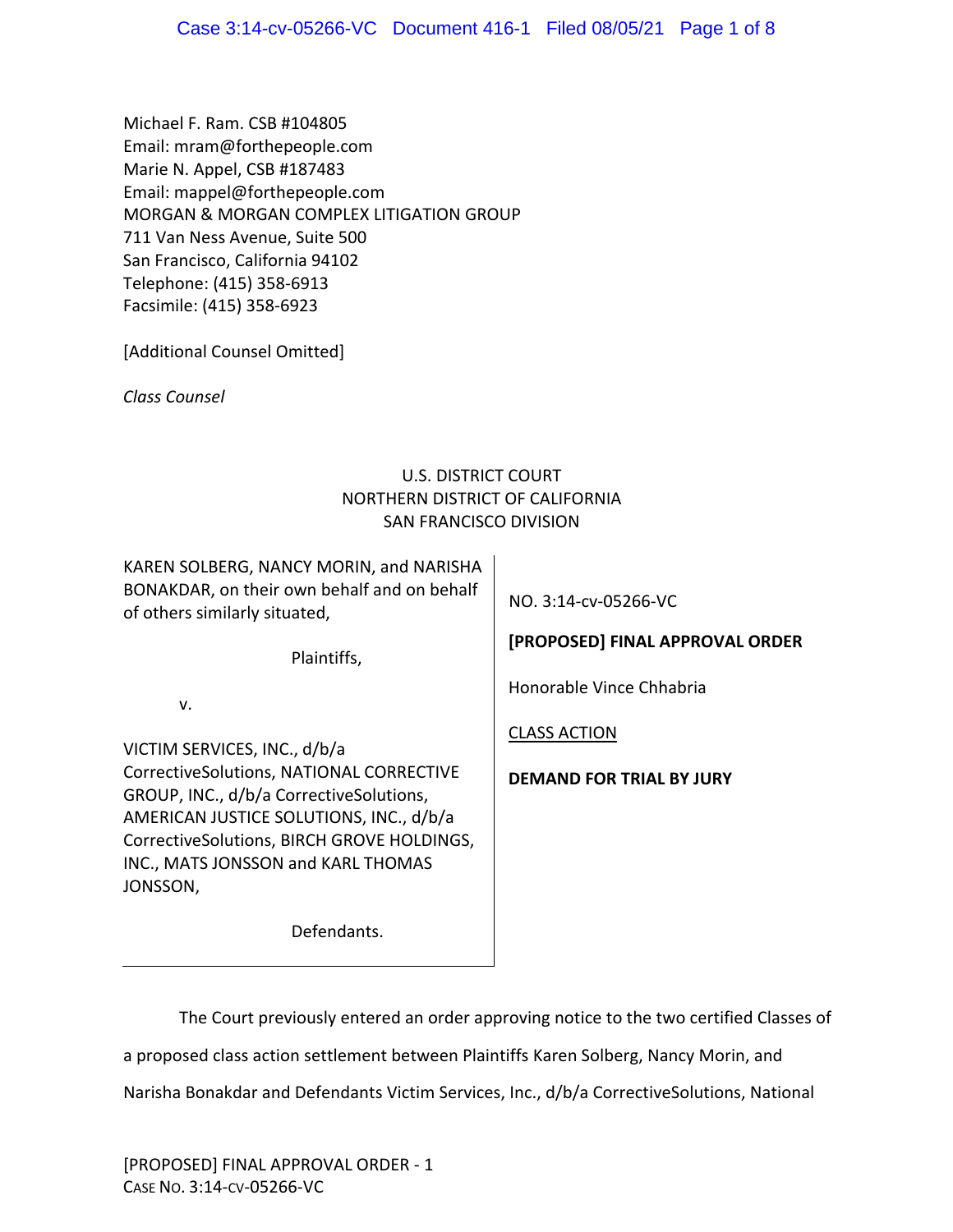Michael F. Ram. CSB #104805
Email: mram@forthepeople.com
Marie N. Appel, CSB #187483
Email: mappel@forthepeople.com
MORGAN & MORGAN COMPLEX LITIGATION GROUP
711 Van Ness Avenue, Suite 500
San Francisco, California 94102
Telephone: (415) 358-6913
Facsimile: (415) 358-6923

[Additional Counsel Omitted]

*Class Counsel*

U.S. DISTRICT COURT
NORTHERN DISTRICT OF CALIFORNIA
SAN FRANCISCO DIVISION

| | |
|---|---|
| KAREN SOLBERG, NANCY MORIN, and NARISHA BONAKDAR, on their own behalf and on behalf of others similarly situated,<br><br>Plaintiffs,<br><br>v.<br><br>VICTIM SERVICES, INC., d/b/a CorrectiveSolutions, NATIONAL CORRECTIVE GROUP, INC., d/b/a CorrectiveSolutions, AMERICAN JUSTICE SOLUTIONS, INC., d/b/a CorrectiveSolutions, BIRCH GROVE HOLDINGS, INC., MATS JONSSON and KARL THOMAS JONSSON,<br><br>Defendants. | NO. 3:14-cv-05266-VC<br><br>**[PROPOSED] FINAL APPROVAL ORDER**<br><br>Honorable Vince Chhabria<br><br>CLASS ACTION<br><br>**DEMAND FOR TRIAL BY JURY** |

The Court previously entered an order approving notice to the two certified Classes of a proposed class action settlement between Plaintiffs Karen Solberg, Nancy Morin, and Narisha Bonakdar and Defendants Victim Services, Inc., d/b/a CorrectiveSolutions, National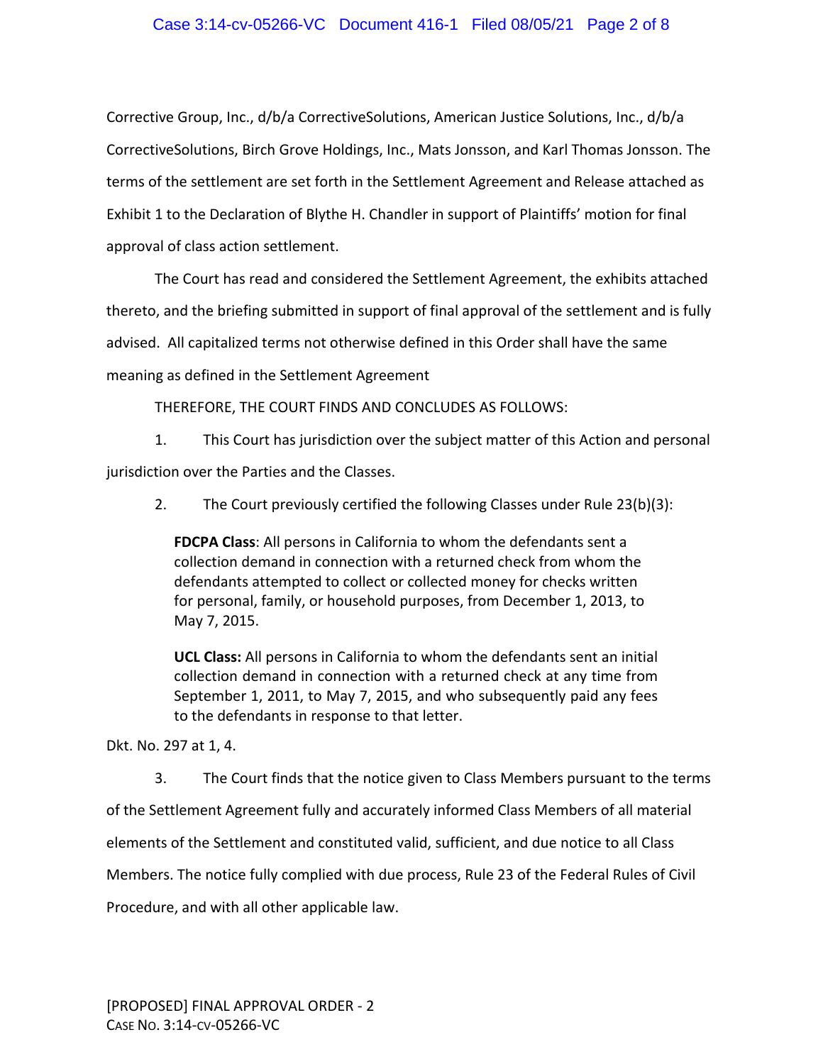Corrective Group, Inc., d/b/a CorrectiveSolutions, American Justice Solutions, Inc., d/b/a CorrectiveSolutions, Birch Grove Holdings, Inc., Mats Jonsson, and Karl Thomas Jonsson. The terms of the settlement are set forth in the Settlement Agreement and Release attached as Exhibit 1 to the Declaration of Blythe H. Chandler in support of Plaintiffs' motion for final approval of class action settlement.

The Court has read and considered the Settlement Agreement, the exhibits attached thereto, and the briefing submitted in support of final approval of the settlement and is fully advised. All capitalized terms not otherwise defined in this Order shall have the same meaning as defined in the Settlement Agreement

THEREFORE, THE COURT FINDS AND CONCLUDES AS FOLLOWS:

1. This Court has jurisdiction over the subject matter of this Action and personal jurisdiction over the Parties and the Classes.

2. The Court previously certified the following Classes under Rule 23(b)(3):

> **FDCPA Class**: All persons in California to whom the defendants sent a collection demand in connection with a returned check from whom the defendants attempted to collect or collected money for checks written for personal, family, or household purposes, from December 1, 2013, to May 7, 2015.
>
> **UCL Class:** All persons in California to whom the defendants sent an initial collection demand in connection with a returned check at any time from September 1, 2011, to May 7, 2015, and who subsequently paid any fees to the defendants in response to that letter.

Dkt. No. 297 at 1, 4.

3. The Court finds that the notice given to Class Members pursuant to the terms of the Settlement Agreement fully and accurately informed Class Members of all material elements of the Settlement and constituted valid, sufficient, and due notice to all Class Members. The notice fully complied with due process, Rule 23 of the Federal Rules of Civil Procedure, and with all other applicable law.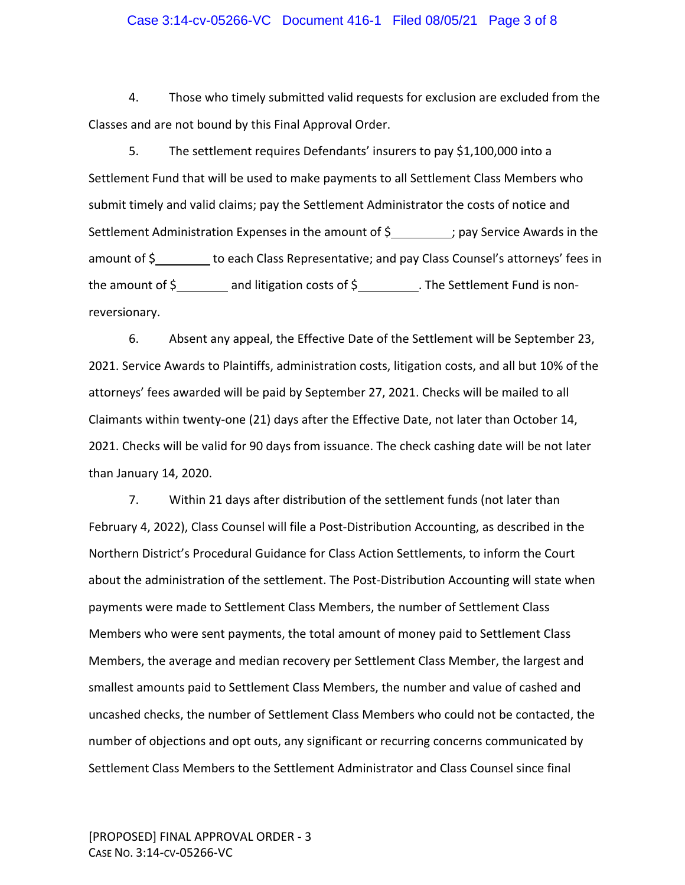4. Those who timely submitted valid requests for exclusion are excluded from the Classes and are not bound by this Final Approval Order.

5. The settlement requires Defendants' insurers to pay $1,100,000 into a Settlement Fund that will be used to make payments to all Settlement Class Members who submit timely and valid claims; pay the Settlement Administrator the costs of notice and Settlement Administration Expenses in the amount of $_________; pay Service Awards in the amount of $________ to each Class Representative; and pay Class Counsel's attorneys' fees in the amount of $________ and litigation costs of $_________. The Settlement Fund is non-reversionary.

6. Absent any appeal, the Effective Date of the Settlement will be September 23, 2021. Service Awards to Plaintiffs, administration costs, litigation costs, and all but 10% of the attorneys' fees awarded will be paid by September 27, 2021. Checks will be mailed to all Claimants within twenty-one (21) days after the Effective Date, not later than October 14, 2021. Checks will be valid for 90 days from issuance. The check cashing date will be not later than January 14, 2020.

7. Within 21 days after distribution of the settlement funds (not later than February 4, 2022), Class Counsel will file a Post-Distribution Accounting, as described in the Northern District's Procedural Guidance for Class Action Settlements, to inform the Court about the administration of the settlement. The Post-Distribution Accounting will state when payments were made to Settlement Class Members, the number of Settlement Class Members who were sent payments, the total amount of money paid to Settlement Class Members, the average and median recovery per Settlement Class Member, the largest and smallest amounts paid to Settlement Class Members, the number and value of cashed and uncashed checks, the number of Settlement Class Members who could not be contacted, the number of objections and opt outs, any significant or recurring concerns communicated by Settlement Class Members to the Settlement Administrator and Class Counsel since final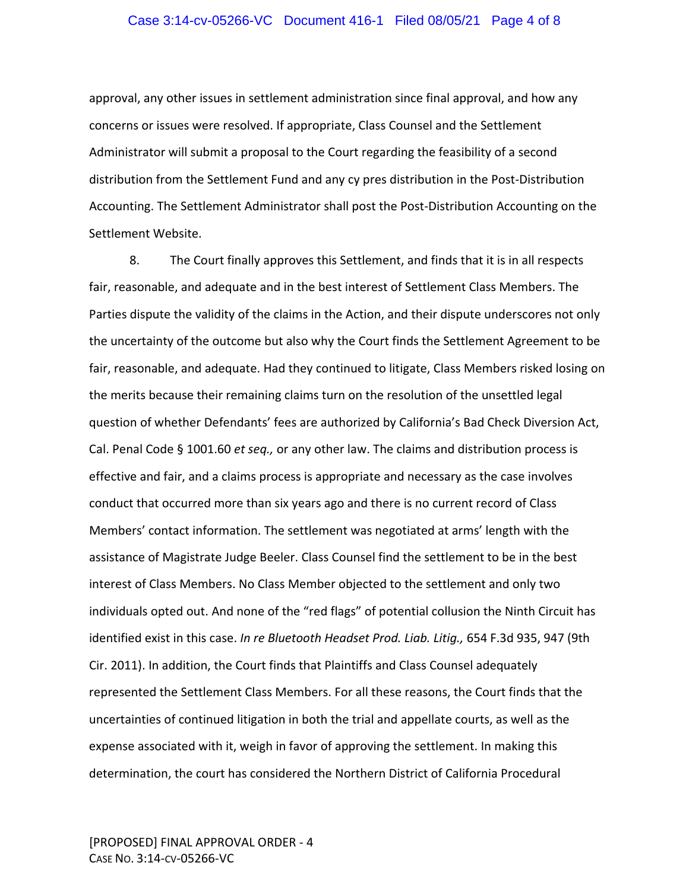approval, any other issues in settlement administration since final approval, and how any concerns or issues were resolved. If appropriate, Class Counsel and the Settlement Administrator will submit a proposal to the Court regarding the feasibility of a second distribution from the Settlement Fund and any cy pres distribution in the Post-Distribution Accounting. The Settlement Administrator shall post the Post-Distribution Accounting on the Settlement Website.

8. The Court finally approves this Settlement, and finds that it is in all respects fair, reasonable, and adequate and in the best interest of Settlement Class Members. The Parties dispute the validity of the claims in the Action, and their dispute underscores not only the uncertainty of the outcome but also why the Court finds the Settlement Agreement to be fair, reasonable, and adequate. Had they continued to litigate, Class Members risked losing on the merits because their remaining claims turn on the resolution of the unsettled legal question of whether Defendants' fees are authorized by California's Bad Check Diversion Act, Cal. Penal Code § 1001.60 *et seq.,* or any other law. The claims and distribution process is effective and fair, and a claims process is appropriate and necessary as the case involves conduct that occurred more than six years ago and there is no current record of Class Members' contact information. The settlement was negotiated at arms' length with the assistance of Magistrate Judge Beeler. Class Counsel find the settlement to be in the best interest of Class Members. No Class Member objected to the settlement and only two individuals opted out. And none of the "red flags" of potential collusion the Ninth Circuit has identified exist in this case. *In re Bluetooth Headset Prod. Liab. Litig.,* 654 F.3d 935, 947 (9th Cir. 2011). In addition, the Court finds that Plaintiffs and Class Counsel adequately represented the Settlement Class Members. For all these reasons, the Court finds that the uncertainties of continued litigation in both the trial and appellate courts, as well as the expense associated with it, weigh in favor of approving the settlement. In making this determination, the court has considered the Northern District of California Procedural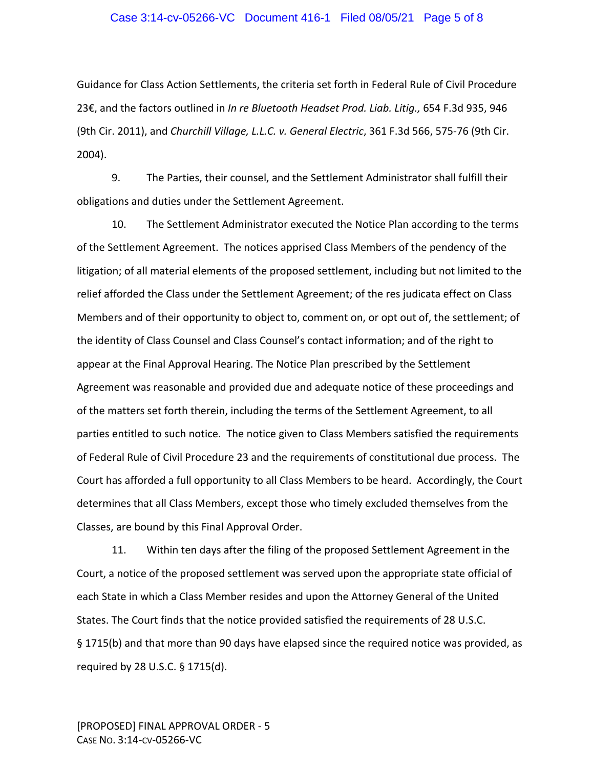Guidance for Class Action Settlements, the criteria set forth in Federal Rule of Civil Procedure 23€, and the factors outlined in *In re Bluetooth Headset Prod. Liab. Litig.,* 654 F.3d 935, 946 (9th Cir. 2011), and *Churchill Village, L.L.C. v. General Electric*, 361 F.3d 566, 575-76 (9th Cir. 2004).

9. The Parties, their counsel, and the Settlement Administrator shall fulfill their obligations and duties under the Settlement Agreement.

10. The Settlement Administrator executed the Notice Plan according to the terms of the Settlement Agreement. The notices apprised Class Members of the pendency of the litigation; of all material elements of the proposed settlement, including but not limited to the relief afforded the Class under the Settlement Agreement; of the res judicata effect on Class Members and of their opportunity to object to, comment on, or opt out of, the settlement; of the identity of Class Counsel and Class Counsel's contact information; and of the right to appear at the Final Approval Hearing. The Notice Plan prescribed by the Settlement Agreement was reasonable and provided due and adequate notice of these proceedings and of the matters set forth therein, including the terms of the Settlement Agreement, to all parties entitled to such notice. The notice given to Class Members satisfied the requirements of Federal Rule of Civil Procedure 23 and the requirements of constitutional due process. The Court has afforded a full opportunity to all Class Members to be heard. Accordingly, the Court determines that all Class Members, except those who timely excluded themselves from the Classes, are bound by this Final Approval Order.

11. Within ten days after the filing of the proposed Settlement Agreement in the Court, a notice of the proposed settlement was served upon the appropriate state official of each State in which a Class Member resides and upon the Attorney General of the United States. The Court finds that the notice provided satisfied the requirements of 28 U.S.C. § 1715(b) and that more than 90 days have elapsed since the required notice was provided, as required by 28 U.S.C. § 1715(d).

[PROPOSED] FINAL APPROVAL ORDER - 5
CASE NO. 3:14-CV-05266-VC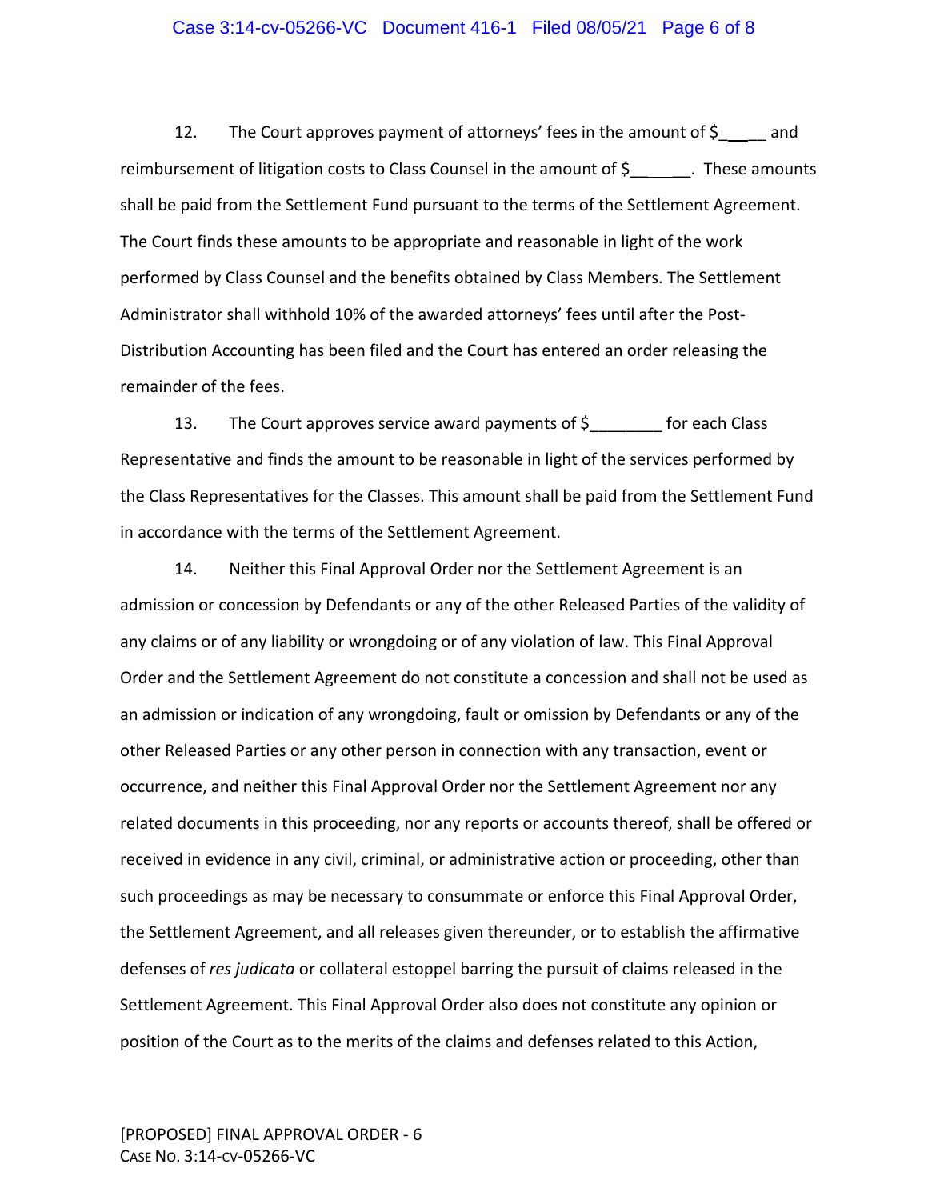12. The Court approves payment of attorneys' fees in the amount of $_____ and reimbursement of litigation costs to Class Counsel in the amount of $_______. These amounts shall be paid from the Settlement Fund pursuant to the terms of the Settlement Agreement. The Court finds these amounts to be appropriate and reasonable in light of the work performed by Class Counsel and the benefits obtained by Class Members. The Settlement Administrator shall withhold 10% of the awarded attorneys' fees until after the Post-Distribution Accounting has been filed and the Court has entered an order releasing the remainder of the fees.

13. The Court approves service award payments of $________ for each Class Representative and finds the amount to be reasonable in light of the services performed by the Class Representatives for the Classes. This amount shall be paid from the Settlement Fund in accordance with the terms of the Settlement Agreement.

14. Neither this Final Approval Order nor the Settlement Agreement is an admission or concession by Defendants or any of the other Released Parties of the validity of any claims or of any liability or wrongdoing or of any violation of law. This Final Approval Order and the Settlement Agreement do not constitute a concession and shall not be used as an admission or indication of any wrongdoing, fault or omission by Defendants or any of the other Released Parties or any other person in connection with any transaction, event or occurrence, and neither this Final Approval Order nor the Settlement Agreement nor any related documents in this proceeding, nor any reports or accounts thereof, shall be offered or received in evidence in any civil, criminal, or administrative action or proceeding, other than such proceedings as may be necessary to consummate or enforce this Final Approval Order, the Settlement Agreement, and all releases given thereunder, or to establish the affirmative defenses of *res judicata* or collateral estoppel barring the pursuit of claims released in the Settlement Agreement. This Final Approval Order also does not constitute any opinion or position of the Court as to the merits of the claims and defenses related to this Action,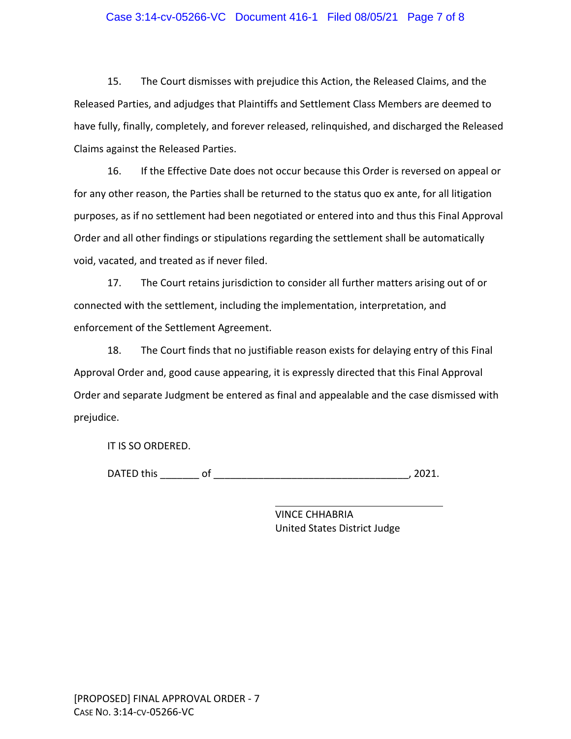15. The Court dismisses with prejudice this Action, the Released Claims, and the Released Parties, and adjudges that Plaintiffs and Settlement Class Members are deemed to have fully, finally, completely, and forever released, relinquished, and discharged the Released Claims against the Released Parties.

16. If the Effective Date does not occur because this Order is reversed on appeal or for any other reason, the Parties shall be returned to the status quo ex ante, for all litigation purposes, as if no settlement had been negotiated or entered into and thus this Final Approval Order and all other findings or stipulations regarding the settlement shall be automatically void, vacated, and treated as if never filed.

17. The Court retains jurisdiction to consider all further matters arising out of or connected with the settlement, including the implementation, interpretation, and enforcement of the Settlement Agreement.

18. The Court finds that no justifiable reason exists for delaying entry of this Final Approval Order and, good cause appearing, it is expressly directed that this Final Approval Order and separate Judgment be entered as final and appealable and the case dismissed with prejudice.

IT IS SO ORDERED.

DATED this _______ of __________________________________, 2021.

_______________________________
VINCE CHHABRIA
United States District Judge

[PROPOSED] FINAL APPROVAL ORDER - 7
CASE NO. 3:14-CV-05266-VC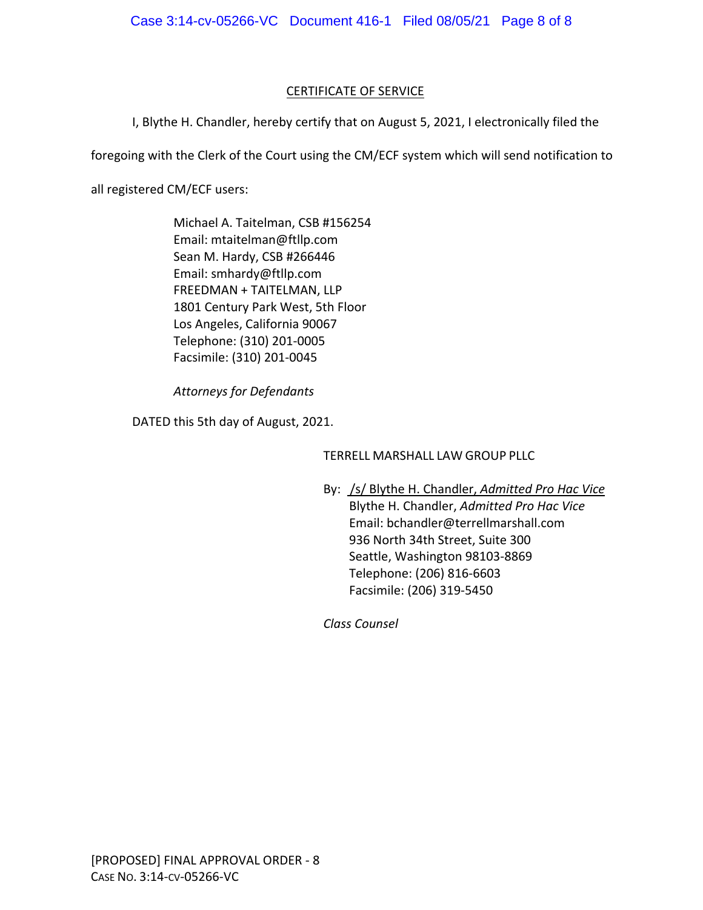## CERTIFICATE OF SERVICE

I, Blythe H. Chandler, hereby certify that on August 5, 2021, I electronically filed the foregoing with the Clerk of the Court using the CM/ECF system which will send notification to all registered CM/ECF users:

> Michael A. Taitelman, CSB #156254
> Email: mtaitelman@ftllp.com
> Sean M. Hardy, CSB #266446
> Email: smhardy@ftllp.com
> FREEDMAN + TAITELMAN, LLP
> 1801 Century Park West, 5th Floor
> Los Angeles, California 90067
> Telephone: (310) 201-0005
> Facsimile: (310) 201-0045
>
> *Attorneys for Defendants*

DATED this 5th day of August, 2021.

TERRELL MARSHALL LAW GROUP PLLC

By: /s/ Blythe H. Chandler, *Admitted Pro Hac Vice*
Blythe H. Chandler, *Admitted Pro Hac Vice*
Email: bchandler@terrellmarshall.com
936 North 34th Street, Suite 300
Seattle, Washington 98103-8869
Telephone: (206) 816-6603
Facsimile: (206) 319-5450

*Class Counsel*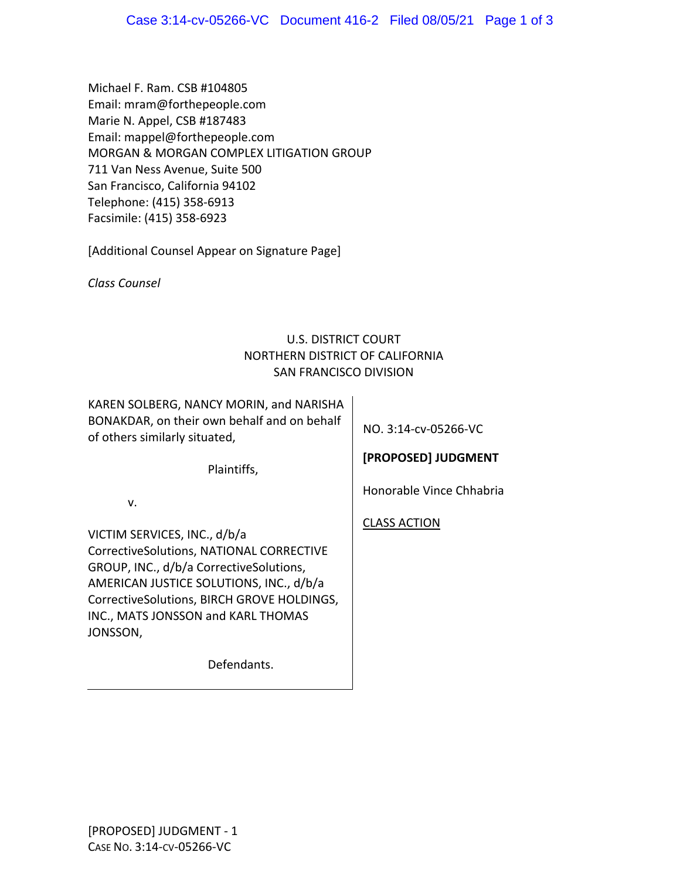Michael F. Ram. CSB #104805
Email: mram@forthepeople.com
Marie N. Appel, CSB #187483
Email: mappel@forthepeople.com
MORGAN & MORGAN COMPLEX LITIGATION GROUP
711 Van Ness Avenue, Suite 500
San Francisco, California 94102
Telephone: (415) 358-6913
Facsimile: (415) 358-6923

[Additional Counsel Appear on Signature Page]

*Class Counsel*

U.S. DISTRICT COURT
NORTHERN DISTRICT OF CALIFORNIA
SAN FRANCISCO DIVISION

KAREN SOLBERG, NANCY MORIN, and NARISHA BONAKDAR, on their own behalf and on behalf of others similarly situated,

Plaintiffs,

v.

VICTIM SERVICES, INC., d/b/a CorrectiveSolutions, NATIONAL CORRECTIVE GROUP, INC., d/b/a CorrectiveSolutions, AMERICAN JUSTICE SOLUTIONS, INC., d/b/a CorrectiveSolutions, BIRCH GROVE HOLDINGS, INC., MATS JONSSON and KARL THOMAS JONSSON,

Defendants.

NO. 3:14-cv-05266-VC

**[PROPOSED] JUDGMENT**

Honorable Vince Chhabria

CLASS ACTION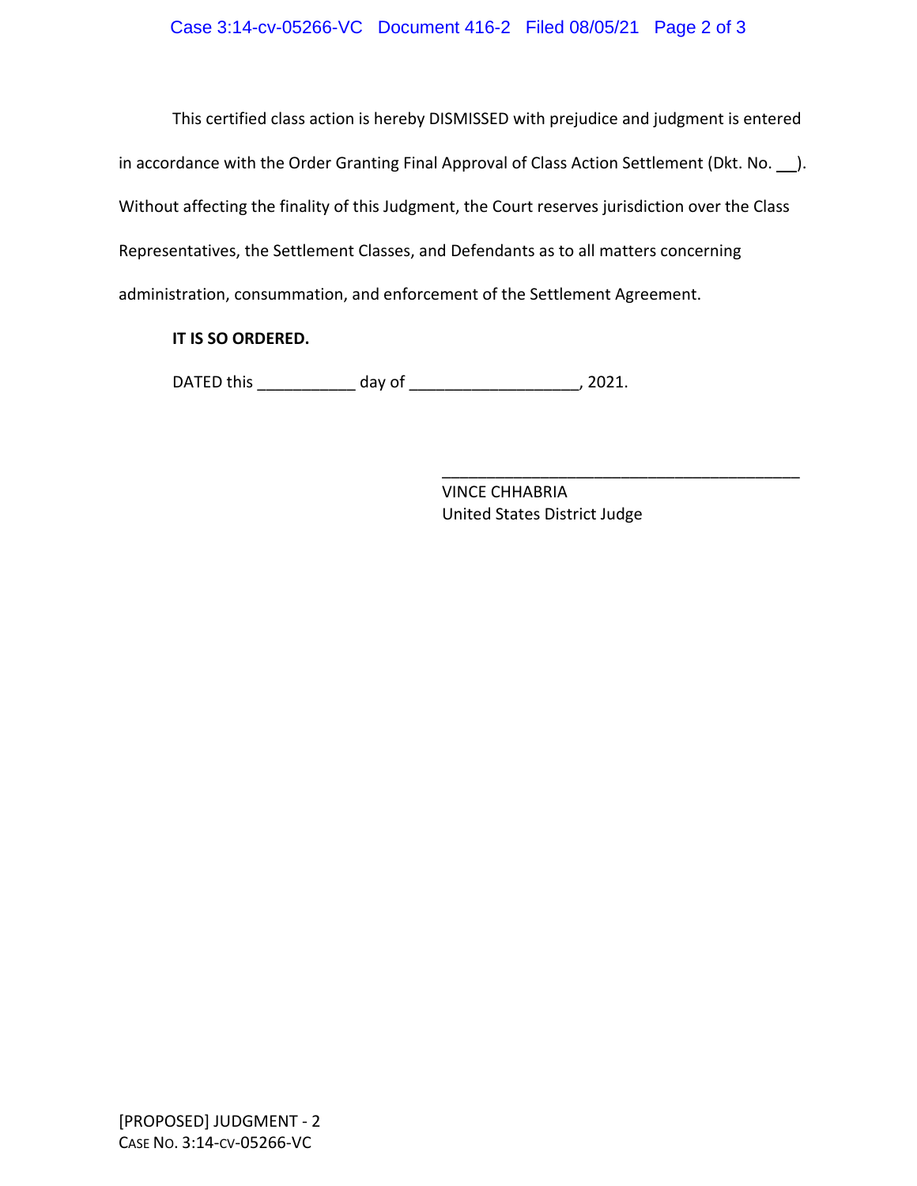This certified class action is hereby DISMISSED with prejudice and judgment is entered in accordance with the Order Granting Final Approval of Class Action Settlement (Dkt. No. __). Without affecting the finality of this Judgment, the Court reserves jurisdiction over the Class Representatives, the Settlement Classes, and Defendants as to all matters concerning administration, consummation, and enforcement of the Settlement Agreement.

**IT IS SO ORDERED.**

DATED this ___________ day of ___________________, 2021.

_________________________________________

VINCE CHHABRIA
United States District Judge

[PROPOSED] JUDGMENT - 2
CASE NO. 3:14-CV-05266-VC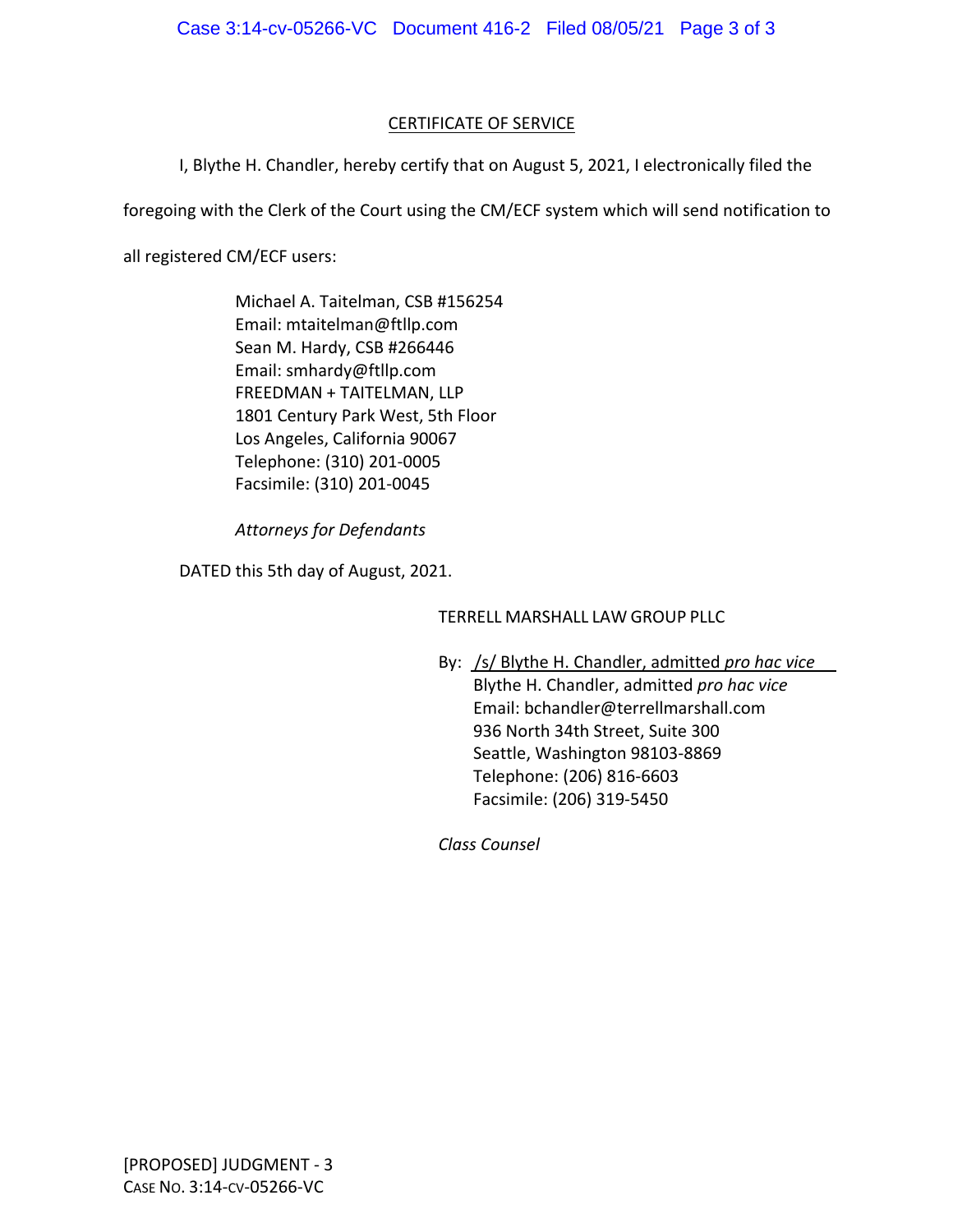CERTIFICATE OF SERVICE

I, Blythe H. Chandler, hereby certify that on August 5, 2021, I electronically filed the foregoing with the Clerk of the Court using the CM/ECF system which will send notification to all registered CM/ECF users:

Michael A. Taitelman, CSB #156254
Email: mtaitelman@ftllp.com
Sean M. Hardy, CSB #266446
Email: smhardy@ftllp.com
FREEDMAN + TAITELMAN, LLP
1801 Century Park West, 5th Floor
Los Angeles, California 90067
Telephone: (310) 201-0005
Facsimile: (310) 201-0045

*Attorneys for Defendants*

DATED this 5th day of August, 2021.

TERRELL MARSHALL LAW GROUP PLLC

By: /s/ Blythe H. Chandler, admitted *pro hac vice*
Blythe H. Chandler, admitted *pro hac vice*
Email: bchandler@terrellmarshall.com
936 North 34th Street, Suite 300
Seattle, Washington 98103-8869
Telephone: (206) 816-6603
Facsimile: (206) 319-5450

*Class Counsel*